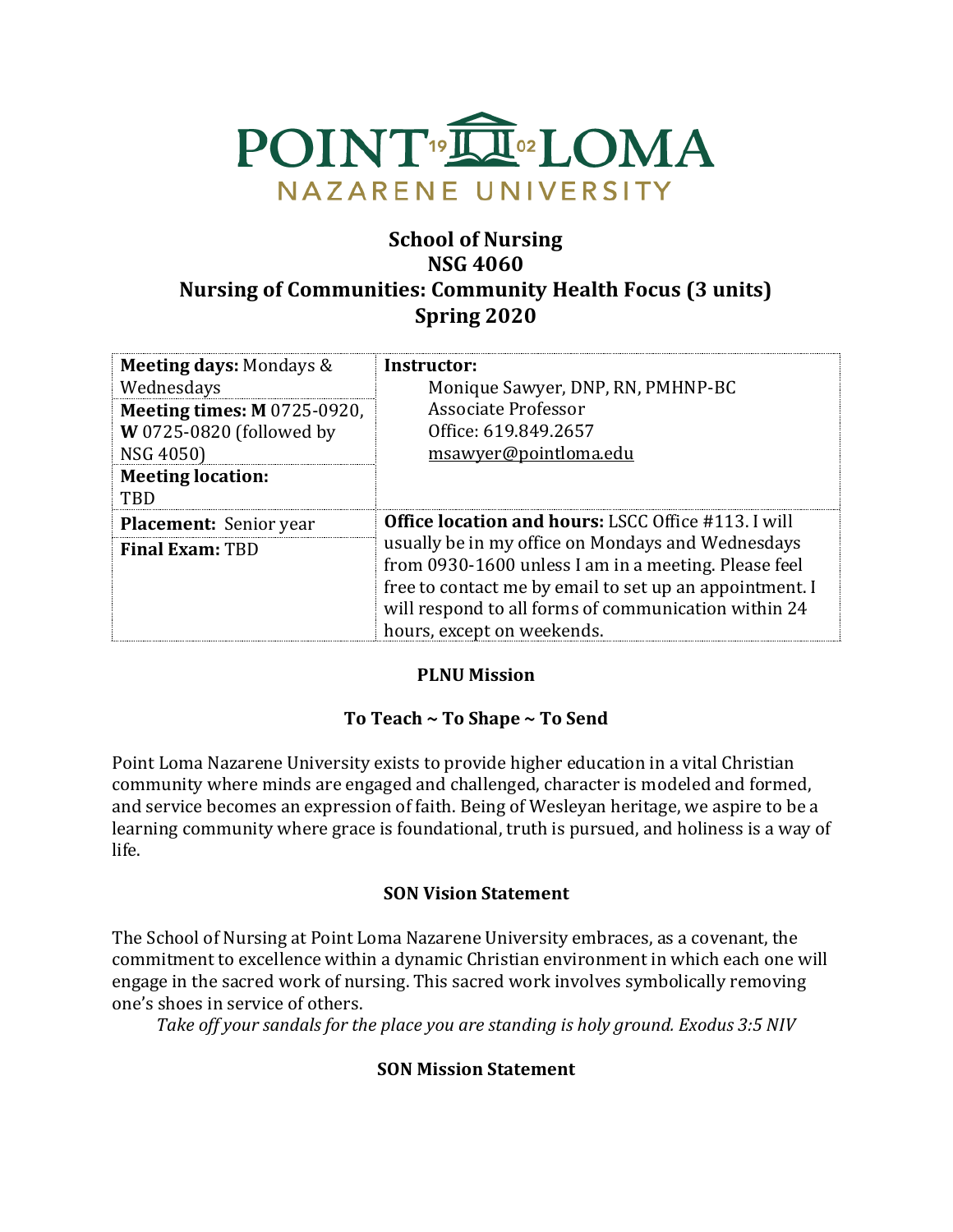# POINT LOMA NAZARENE UNIVERSITY

## School of Nursing
## NSG 4060
## Nursing of Communities: Community Health Focus (3 units)
## Spring 2020

| | |
|---|---|
| **Meeting days:** Mondays & Wednesdays | **Instructor:** Monique Sawyer, DNP, RN, PMHNP-BC Associate Professor Office: 619.849.2657 msawyer@pointloma.edu |
| **Meeting times: M** 0725-0920, **W** 0725-0820 (followed by NSG 4050) | |
| **Meeting location:** TBD | |
| **Placement:** Senior year | **Office location and hours:** LSCC Office #113. I will usually be in my office on Mondays and Wednesdays from 0930-1600 unless I am in a meeting. Please feel free to contact me by email to set up an appointment. I will respond to all forms of communication within 24 hours, except on weekends. |
| **Final Exam:** TBD | |

### PLNU Mission

### To Teach ~ To Shape ~ To Send

Point Loma Nazarene University exists to provide higher education in a vital Christian community where minds are engaged and challenged, character is modeled and formed, and service becomes an expression of faith. Being of Wesleyan heritage, we aspire to be a learning community where grace is foundational, truth is pursued, and holiness is a way of life.

### SON Vision Statement

The School of Nursing at Point Loma Nazarene University embraces, as a covenant, the commitment to excellence within a dynamic Christian environment in which each one will engage in the sacred work of nursing. This sacred work involves symbolically removing one's shoes in service of others.

*Take off your sandals for the place you are standing is holy ground. Exodus 3:5 NIV*

### SON Mission Statement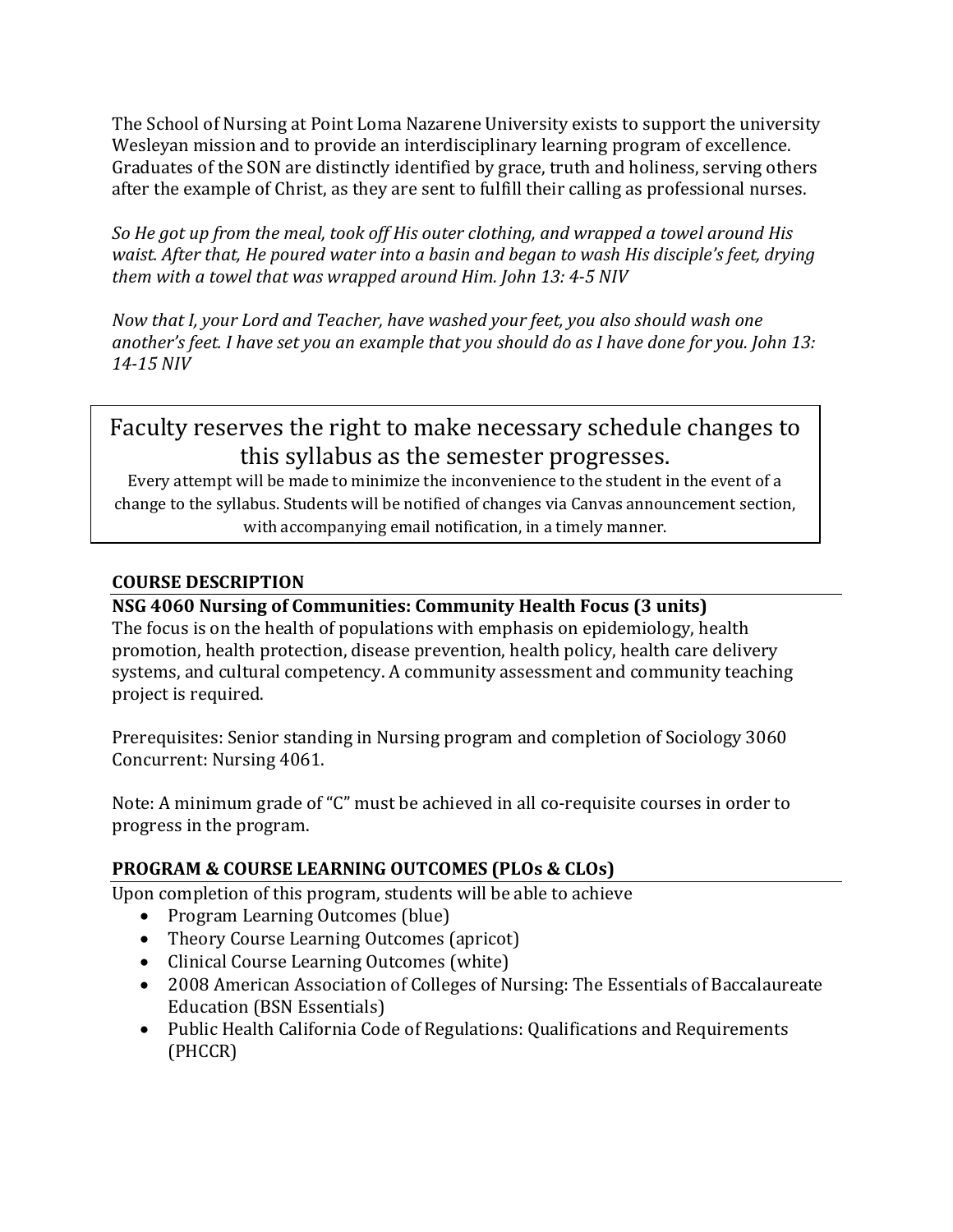The School of Nursing at Point Loma Nazarene University exists to support the university Wesleyan mission and to provide an interdisciplinary learning program of excellence. Graduates of the SON are distinctly identified by grace, truth and holiness, serving others after the example of Christ, as they are sent to fulfill their calling as professional nurses.

*So He got up from the meal, took off His outer clothing, and wrapped a towel around His waist. After that, He poured water into a basin and began to wash His disciple's feet, drying them with a towel that was wrapped around Him. John 13: 4-5 NIV*

*Now that I, your Lord and Teacher, have washed your feet, you also should wash one another's feet. I have set you an example that you should do as I have done for you. John 13: 14-15 NIV*

> Faculty reserves the right to make necessary schedule changes to this syllabus as the semester progresses.
>
> Every attempt will be made to minimize the inconvenience to the student in the event of a change to the syllabus. Students will be notified of changes via Canvas announcement section, with accompanying email notification, in a timely manner.

## COURSE DESCRIPTION

**NSG 4060 Nursing of Communities: Community Health Focus (3 units)**

The focus is on the health of populations with emphasis on epidemiology, health promotion, health protection, disease prevention, health policy, health care delivery systems, and cultural competency. A community assessment and community teaching project is required.

Prerequisites: Senior standing in Nursing program and completion of Sociology 3060
Concurrent: Nursing 4061.

Note: A minimum grade of "C" must be achieved in all co-requisite courses in order to progress in the program.

## PROGRAM & COURSE LEARNING OUTCOMES (PLOs & CLOs)

Upon completion of this program, students will be able to achieve

- Program Learning Outcomes (blue)
- Theory Course Learning Outcomes (apricot)
- Clinical Course Learning Outcomes (white)
- 2008 American Association of Colleges of Nursing: The Essentials of Baccalaureate Education (BSN Essentials)
- Public Health California Code of Regulations: Qualifications and Requirements (PHCCR)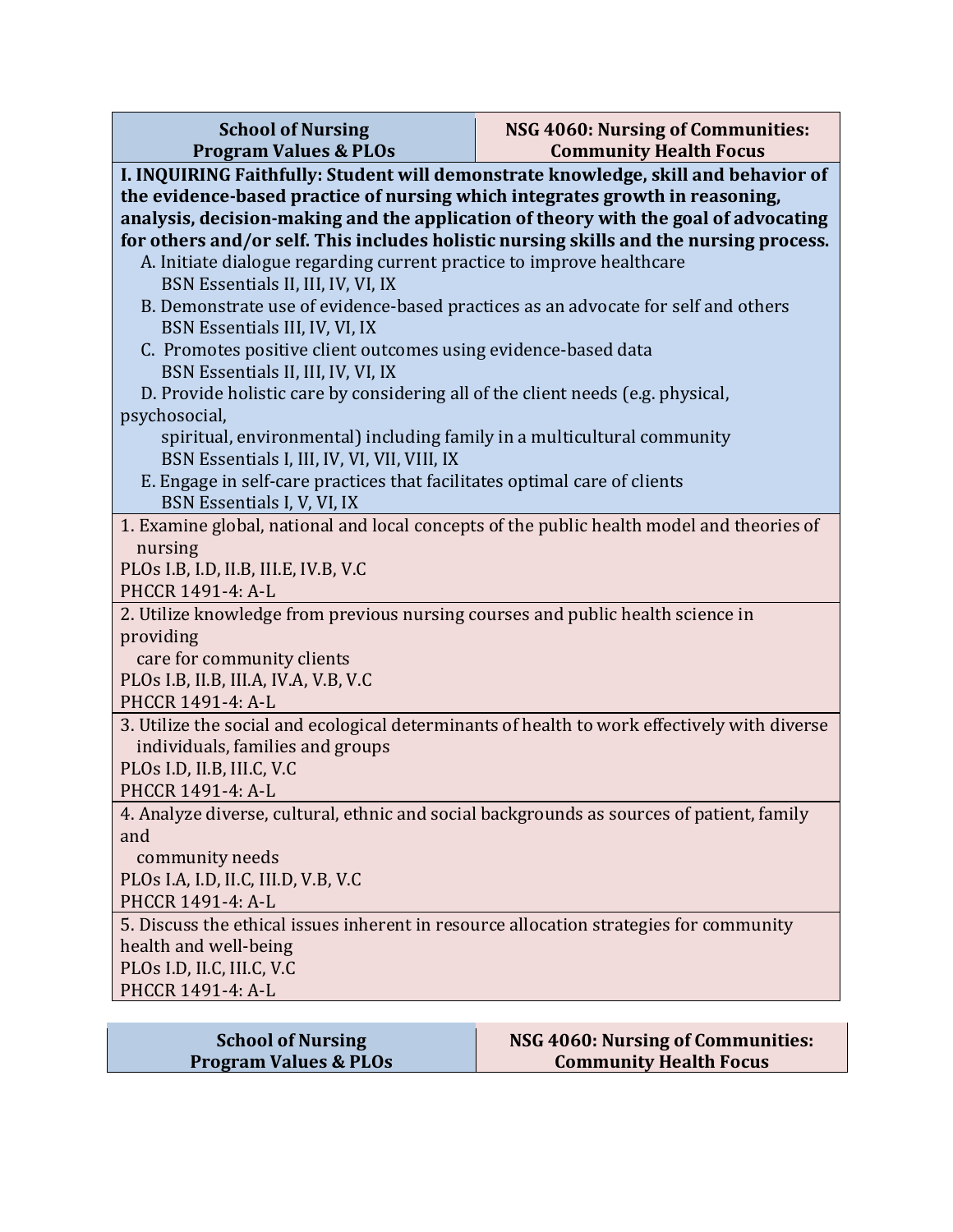| School of Nursing<br>Program Values & PLOs | NSG 4060: Nursing of Communities:<br>Community Health Focus |
|---|---|
| **I. INQUIRING Faithfully: Student will demonstrate knowledge, skill and behavior of the evidence-based practice of nursing which integrates growth in reasoning, analysis, decision-making and the application of theory with the goal of advocating for others and/or self. This includes holistic nursing skills and the nursing process.**<br>A. Initiate dialogue regarding current practice to improve healthcare<br>BSN Essentials II, III, IV, VI, IX<br>B. Demonstrate use of evidence-based practices as an advocate for self and others<br>BSN Essentials III, IV, VI, IX<br>C. Promotes positive client outcomes using evidence-based data<br>BSN Essentials II, III, IV, VI, IX<br>D. Provide holistic care by considering all of the client needs (e.g. physical, psychosocial, spiritual, environmental) including family in a multicultural community<br>BSN Essentials I, III, IV, VI, VII, VIII, IX<br>E. Engage in self-care practices that facilitates optimal care of clients<br>BSN Essentials I, V, VI, IX | |
| | 1. Examine global, national and local concepts of the public health model and theories of nursing<br>PLOs I.B, I.D, II.B, III.E, IV.B, V.C<br>PHCCR 1491-4: A-L |
| | 2. Utilize knowledge from previous nursing courses and public health science in providing care for community clients<br>PLOs I.B, II.B, III.A, IV.A, V.B, V.C<br>PHCCR 1491-4: A-L |
| | 3. Utilize the social and ecological determinants of health to work effectively with diverse individuals, families and groups<br>PLOs I.D, II.B, III.C, V.C<br>PHCCR 1491-4: A-L |
| | 4. Analyze diverse, cultural, ethnic and social backgrounds as sources of patient, family and community needs<br>PLOs I.A, I.D, II.C, III.D, V.B, V.C<br>PHCCR 1491-4: A-L |
| | 5. Discuss the ethical issues inherent in resource allocation strategies for community health and well-being<br>PLOs I.D, II.C, III.C, V.C<br>PHCCR 1491-4: A-L |

| School of Nursing<br>Program Values & PLOs | NSG 4060: Nursing of Communities:<br>Community Health Focus |
|---|---|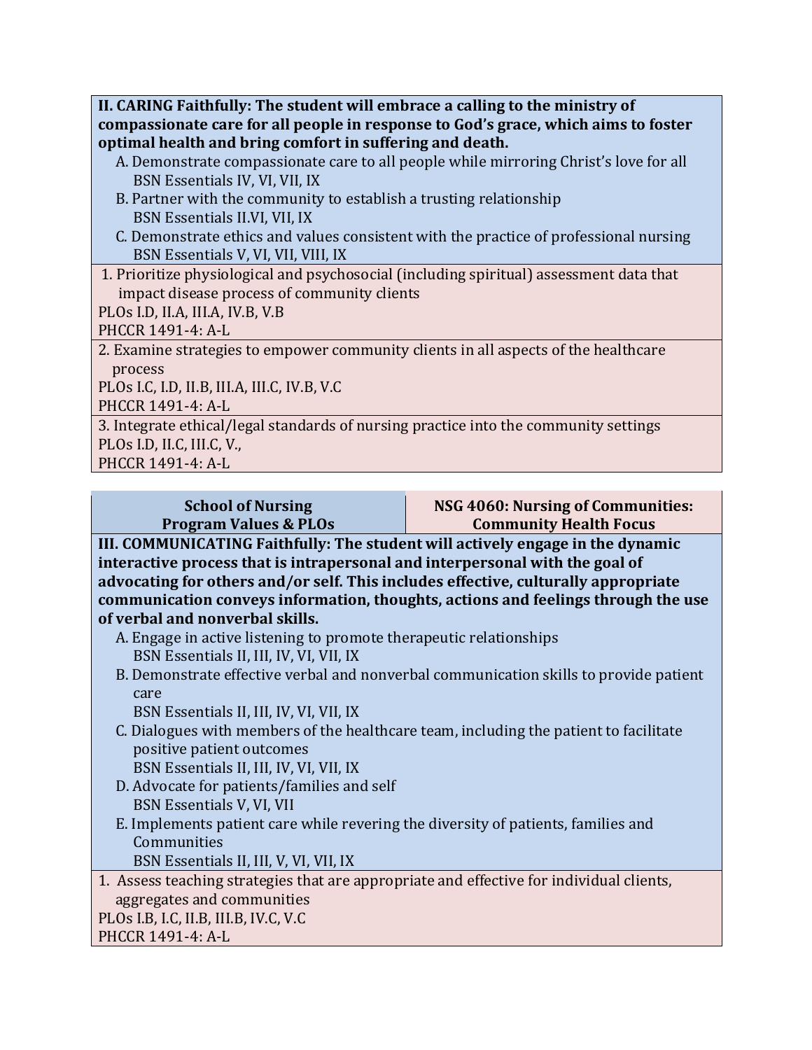**II. CARING Faithfully: The student will embrace a calling to the ministry of compassionate care for all people in response to God's grace, which aims to foster optimal health and bring comfort in suffering and death.**

A. Demonstrate compassionate care to all people while mirroring Christ's love for all
BSN Essentials IV, VI, VII, IX

B. Partner with the community to establish a trusting relationship
BSN Essentials II.VI, VII, IX

C. Demonstrate ethics and values consistent with the practice of professional nursing
BSN Essentials V, VI, VII, VIII, IX

1. Prioritize physiological and psychosocial (including spiritual) assessment data that impact disease process of community clients
PLOs I.D, II.A, III.A, IV.B, V.B
PHCCR 1491-4: A-L

2. Examine strategies to empower community clients in all aspects of the healthcare process
PLOs I.C, I.D, II.B, III.A, III.C, IV.B, V.C
PHCCR 1491-4: A-L

3. Integrate ethical/legal standards of nursing practice into the community settings
PLOs I.D, II.C, III.C, V.,
PHCCR 1491-4: A-L

| School of Nursing Program Values & PLOs | NSG 4060: Nursing of Communities: Community Health Focus |
|---|---|

**III. COMMUNICATING Faithfully: The student will actively engage in the dynamic interactive process that is intrapersonal and interpersonal with the goal of advocating for others and/or self. This includes effective, culturally appropriate communication conveys information, thoughts, actions and feelings through the use of verbal and nonverbal skills.**

A. Engage in active listening to promote therapeutic relationships
BSN Essentials II, III, IV, VI, VII, IX

B. Demonstrate effective verbal and nonverbal communication skills to provide patient care
BSN Essentials II, III, IV, VI, VII, IX

C. Dialogues with members of the healthcare team, including the patient to facilitate positive patient outcomes
BSN Essentials II, III, IV, VI, VII, IX

D. Advocate for patients/families and self
BSN Essentials V, VI, VII

E. Implements patient care while revering the diversity of patients, families and Communities
BSN Essentials II, III, V, VI, VII, IX

1. Assess teaching strategies that are appropriate and effective for individual clients, aggregates and communities
PLOs I.B, I.C, II.B, III.B, IV.C, V.C
PHCCR 1491-4: A-L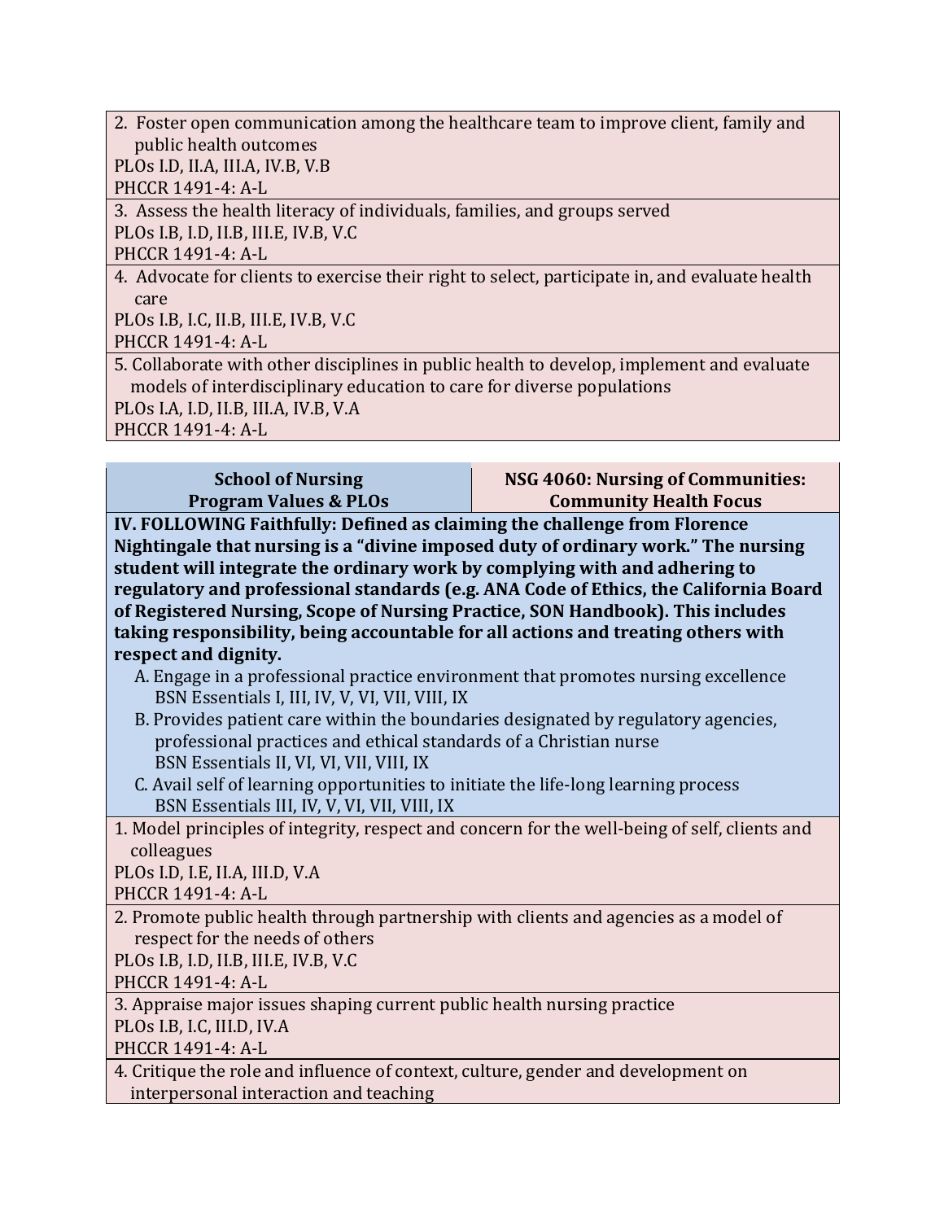| |
|---|
| 2. Foster open communication among the healthcare team to improve client, family and public health outcomes<br>PLOs I.D, II.A, III.A, IV.B, V.B<br>PHCCR 1491-4: A-L |
| 3. Assess the health literacy of individuals, families, and groups served<br>PLOs I.B, I.D, II.B, III.E, IV.B, V.C<br>PHCCR 1491-4: A-L |
| 4. Advocate for clients to exercise their right to select, participate in, and evaluate health care<br>PLOs I.B, I.C, II.B, III.E, IV.B, V.C<br>PHCCR 1491-4: A-L |
| 5. Collaborate with other disciplines in public health to develop, implement and evaluate models of interdisciplinary education to care for diverse populations<br>PLOs I.A, I.D, II.B, III.A, IV.B, V.A<br>PHCCR 1491-4: A-L |

| **School of Nursing Program Values & PLOs** | **NSG 4060: Nursing of Communities: Community Health Focus** |
|---|---|
| **IV. FOLLOWING Faithfully: Defined as claiming the challenge from Florence Nightingale that nursing is a "divine imposed duty of ordinary work." The nursing student will integrate the ordinary work by complying with and adhering to regulatory and professional standards (e.g. ANA Code of Ethics, the California Board of Registered Nursing, Scope of Nursing Practice, SON Handbook). This includes taking responsibility, being accountable for all actions and treating others with respect and dignity.**<br>A. Engage in a professional practice environment that promotes nursing excellence<br>BSN Essentials I, III, IV, V, VI, VII, VIII, IX<br>B. Provides patient care within the boundaries designated by regulatory agencies, professional practices and ethical standards of a Christian nurse<br>BSN Essentials II, VI, VI, VII, VIII, IX<br>C. Avail self of learning opportunities to initiate the life-long learning process<br>BSN Essentials III, IV, V, VI, VII, VIII, IX | |
| 1. Model principles of integrity, respect and concern for the well-being of self, clients and colleagues<br>PLOs I.D, I.E, II.A, III.D, V.A<br>PHCCR 1491-4: A-L | |
| 2. Promote public health through partnership with clients and agencies as a model of respect for the needs of others<br>PLOs I.B, I.D, II.B, III.E, IV.B, V.C<br>PHCCR 1491-4: A-L | |
| 3. Appraise major issues shaping current public health nursing practice<br>PLOs I.B, I.C, III.D, IV.A<br>PHCCR 1491-4: A-L | |
| 4. Critique the role and influence of context, culture, gender and development on interpersonal interaction and teaching | |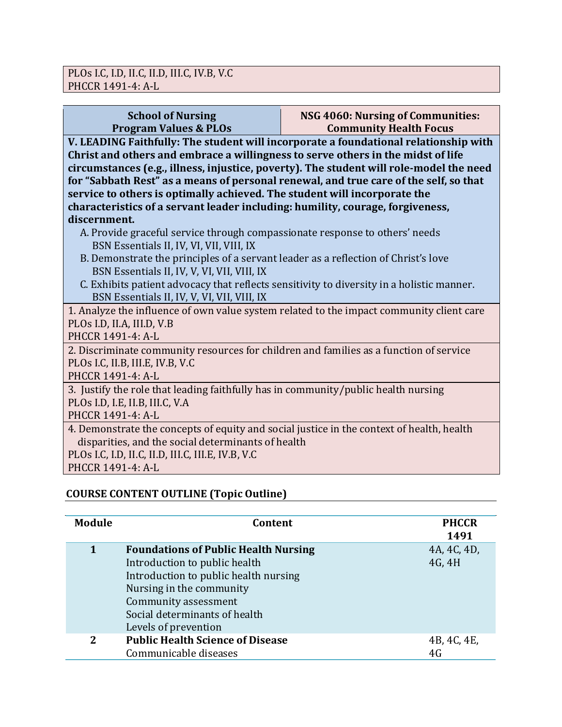| |
|---|
| PLOs I.C, I.D, II.C, II.D, III.C, IV.B, V.C<br>PHCCR 1491-4: A-L |

| School of Nursing<br>Program Values & PLOs | NSG 4060: Nursing of Communities:<br>Community Health Focus |
|---|---|
| **V. LEADING Faithfully: The student will incorporate a foundational relationship with Christ and others and embrace a willingness to serve others in the midst of life circumstances (e.g., illness, injustice, poverty). The student will role-model the need for "Sabbath Rest" as a means of personal renewal, and true care of the self, so that service to others is optimally achieved. The student will incorporate the characteristics of a servant leader including: humility, courage, forgiveness, discernment.**<br>A. Provide graceful service through compassionate response to others' needs<br>BSN Essentials II, IV, VI, VII, VIII, IX<br>B. Demonstrate the principles of a servant leader as a reflection of Christ's love<br>BSN Essentials II, IV, V, VI, VII, VIII, IX<br>C. Exhibits patient advocacy that reflects sensitivity to diversity in a holistic manner.<br>BSN Essentials II, IV, V, VI, VII, VIII, IX | |
| 1. Analyze the influence of own value system related to the impact community client care<br>PLOs I.D, II.A, III.D, V.B<br>PHCCR 1491-4: A-L | |
| 2. Discriminate community resources for children and families as a function of service<br>PLOs I.C, II.B, III.E, IV.B, V.C<br>PHCCR 1491-4: A-L | |
| 3. Justify the role that leading faithfully has in community/public health nursing<br>PLOs I.D, I.E, II.B, III.C, V.A<br>PHCCR 1491-4: A-L | |
| 4. Demonstrate the concepts of equity and social justice in the context of health, health disparities, and the social determinants of health<br>PLOs I.C, I.D, II.C, II.D, III.C, III.E, IV.B, V.C<br>PHCCR 1491-4: A-L | |

## COURSE CONTENT OUTLINE (Topic Outline)

| Module | Content | PHCCR 1491 |
|---|---|---|
| 1 | **Foundations of Public Health Nursing**<br>Introduction to public health<br>Introduction to public health nursing<br>Nursing in the community<br>Community assessment<br>Social determinants of health<br>Levels of prevention | 4A, 4C, 4D, 4G, 4H |
| 2 | **Public Health Science of Disease**<br>Communicable diseases | 4B, 4C, 4E, 4G |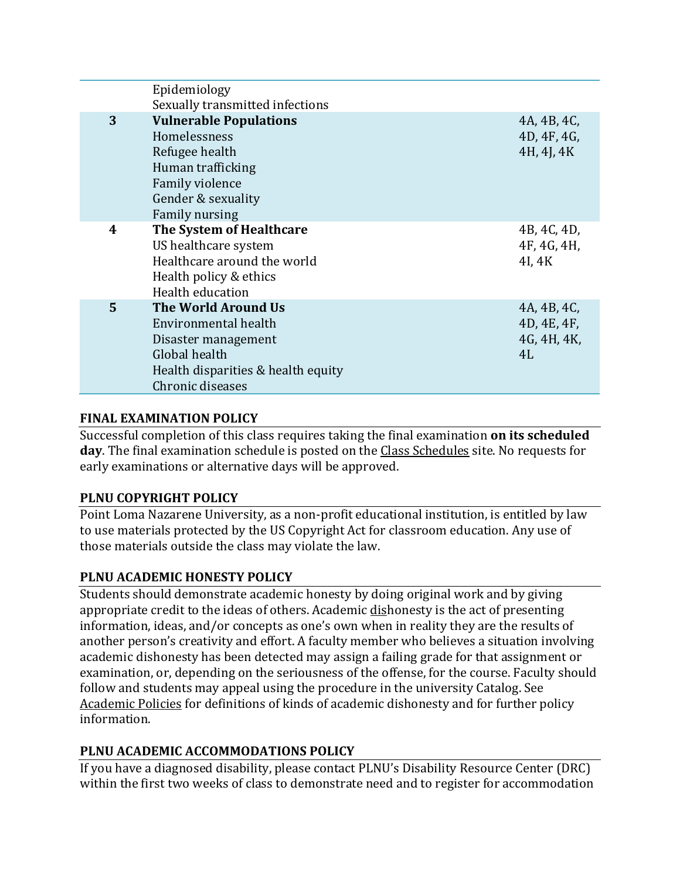| | | |
|---|---|---|
| | Epidemiology<br>Sexually transmitted infections | |
| **3** | **Vulnerable Populations**<br>Homelessness<br>Refugee health<br>Human trafficking<br>Family violence<br>Gender & sexuality<br>Family nursing | 4A, 4B, 4C, 4D, 4F, 4G, 4H, 4J, 4K |
| **4** | **The System of Healthcare**<br>US healthcare system<br>Healthcare around the world<br>Health policy & ethics<br>Health education | 4B, 4C, 4D, 4F, 4G, 4H, 4I, 4K |
| **5** | **The World Around Us**<br>Environmental health<br>Disaster management<br>Global health<br>Health disparities & health equity<br>Chronic diseases | 4A, 4B, 4C, 4D, 4E, 4F, 4G, 4H, 4K, 4L |

## FINAL EXAMINATION POLICY

Successful completion of this class requires taking the final examination **on its scheduled day**. The final examination schedule is posted on the Class Schedules site. No requests for early examinations or alternative days will be approved.

## PLNU COPYRIGHT POLICY

Point Loma Nazarene University, as a non-profit educational institution, is entitled by law to use materials protected by the US Copyright Act for classroom education. Any use of those materials outside the class may violate the law.

## PLNU ACADEMIC HONESTY POLICY

Students should demonstrate academic honesty by doing original work and by giving appropriate credit to the ideas of others. Academic dishonesty is the act of presenting information, ideas, and/or concepts as one's own when in reality they are the results of another person's creativity and effort. A faculty member who believes a situation involving academic dishonesty has been detected may assign a failing grade for that assignment or examination, or, depending on the seriousness of the offense, for the course. Faculty should follow and students may appeal using the procedure in the university Catalog. See Academic Policies for definitions of kinds of academic dishonesty and for further policy information.

## PLNU ACADEMIC ACCOMMODATIONS POLICY

If you have a diagnosed disability, please contact PLNU's Disability Resource Center (DRC) within the first two weeks of class to demonstrate need and to register for accommodation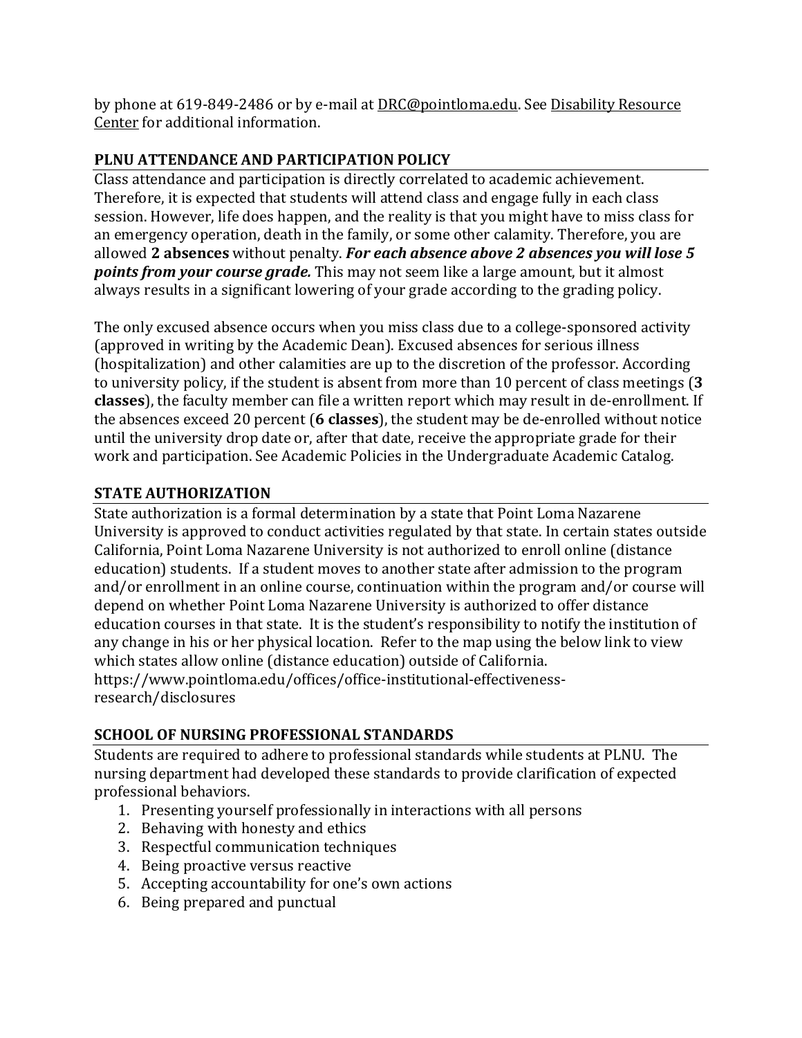by phone at 619-849-2486 or by e-mail at DRC@pointloma.edu. See Disability Resource Center for additional information.

## PLNU ATTENDANCE AND PARTICIPATION POLICY

Class attendance and participation is directly correlated to academic achievement. Therefore, it is expected that students will attend class and engage fully in each class session. However, life does happen, and the reality is that you might have to miss class for an emergency operation, death in the family, or some other calamity. Therefore, you are allowed **2 absences** without penalty. ***For each absence above 2 absences you will lose 5 points from your course grade.*** This may not seem like a large amount, but it almost always results in a significant lowering of your grade according to the grading policy.

The only excused absence occurs when you miss class due to a college-sponsored activity (approved in writing by the Academic Dean). Excused absences for serious illness (hospitalization) and other calamities are up to the discretion of the professor. According to university policy, if the student is absent from more than 10 percent of class meetings (**3 classes**), the faculty member can file a written report which may result in de-enrollment. If the absences exceed 20 percent (**6 classes**), the student may be de-enrolled without notice until the university drop date or, after that date, receive the appropriate grade for their work and participation. See Academic Policies in the Undergraduate Academic Catalog.

## STATE AUTHORIZATION

State authorization is a formal determination by a state that Point Loma Nazarene University is approved to conduct activities regulated by that state. In certain states outside California, Point Loma Nazarene University is not authorized to enroll online (distance education) students. If a student moves to another state after admission to the program and/or enrollment in an online course, continuation within the program and/or course will depend on whether Point Loma Nazarene University is authorized to offer distance education courses in that state. It is the student's responsibility to notify the institution of any change in his or her physical location. Refer to the map using the below link to view which states allow online (distance education) outside of California. https://www.pointloma.edu/offices/office-institutional-effectiveness-research/disclosures

## SCHOOL OF NURSING PROFESSIONAL STANDARDS

Students are required to adhere to professional standards while students at PLNU. The nursing department had developed these standards to provide clarification of expected professional behaviors.

1. Presenting yourself professionally in interactions with all persons
2. Behaving with honesty and ethics
3. Respectful communication techniques
4. Being proactive versus reactive
5. Accepting accountability for one's own actions
6. Being prepared and punctual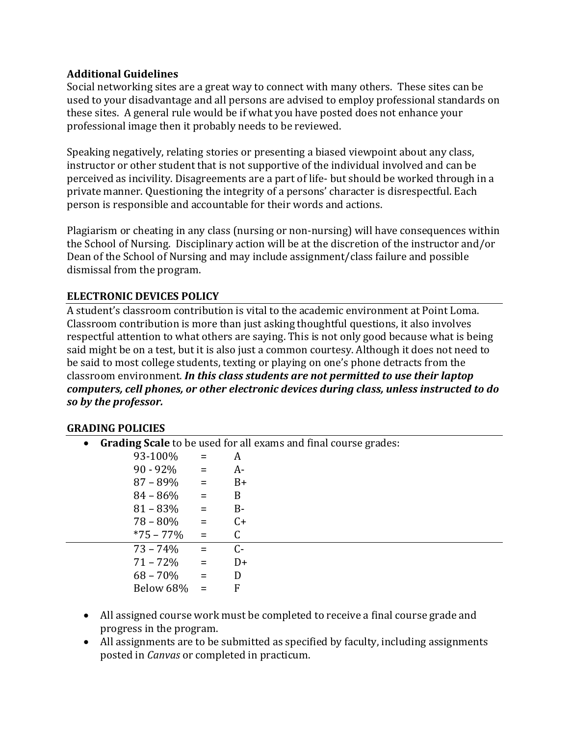**Additional Guidelines**
Social networking sites are a great way to connect with many others. These sites can be used to your disadvantage and all persons are advised to employ professional standards on these sites. A general rule would be if what you have posted does not enhance your professional image then it probably needs to be reviewed.

Speaking negatively, relating stories or presenting a biased viewpoint about any class, instructor or other student that is not supportive of the individual involved and can be perceived as incivility. Disagreements are a part of life- but should be worked through in a private manner. Questioning the integrity of a persons' character is disrespectful. Each person is responsible and accountable for their words and actions.

Plagiarism or cheating in any class (nursing or non-nursing) will have consequences within the School of Nursing. Disciplinary action will be at the discretion of the instructor and/or Dean of the School of Nursing and may include assignment/class failure and possible dismissal from the program.

## ELECTRONIC DEVICES POLICY

A student's classroom contribution is vital to the academic environment at Point Loma. Classroom contribution is more than just asking thoughtful questions, it also involves respectful attention to what others are saying. This is not only good because what is being said might be on a test, but it is also just a common courtesy. Although it does not need to be said to most college students, texting or playing on one's phone detracts from the classroom environment. ***In this class students are not permitted to use their laptop computers, cell phones, or other electronic devices during class, unless instructed to do so by the professor.***

## GRADING POLICIES

- **Grading Scale** to be used for all exams and final course grades:

| Percentage | | Grade |
|---|---|---|
| 93-100% | = | A |
| 90 - 92% | = | A- |
| 87 – 89% | = | B+ |
| 84 – 86% | = | B |
| 81 – 83% | = | B- |
| 78 – 80% | = | C+ |
| *75 – 77% | = | C |
| 73 – 74% | = | C- |
| 71 – 72% | = | D+ |
| 68 – 70% | = | D |
| Below 68% | = | F |

- All assigned course work must be completed to receive a final course grade and progress in the program.
- All assignments are to be submitted as specified by faculty, including assignments posted in *Canvas* or completed in practicum.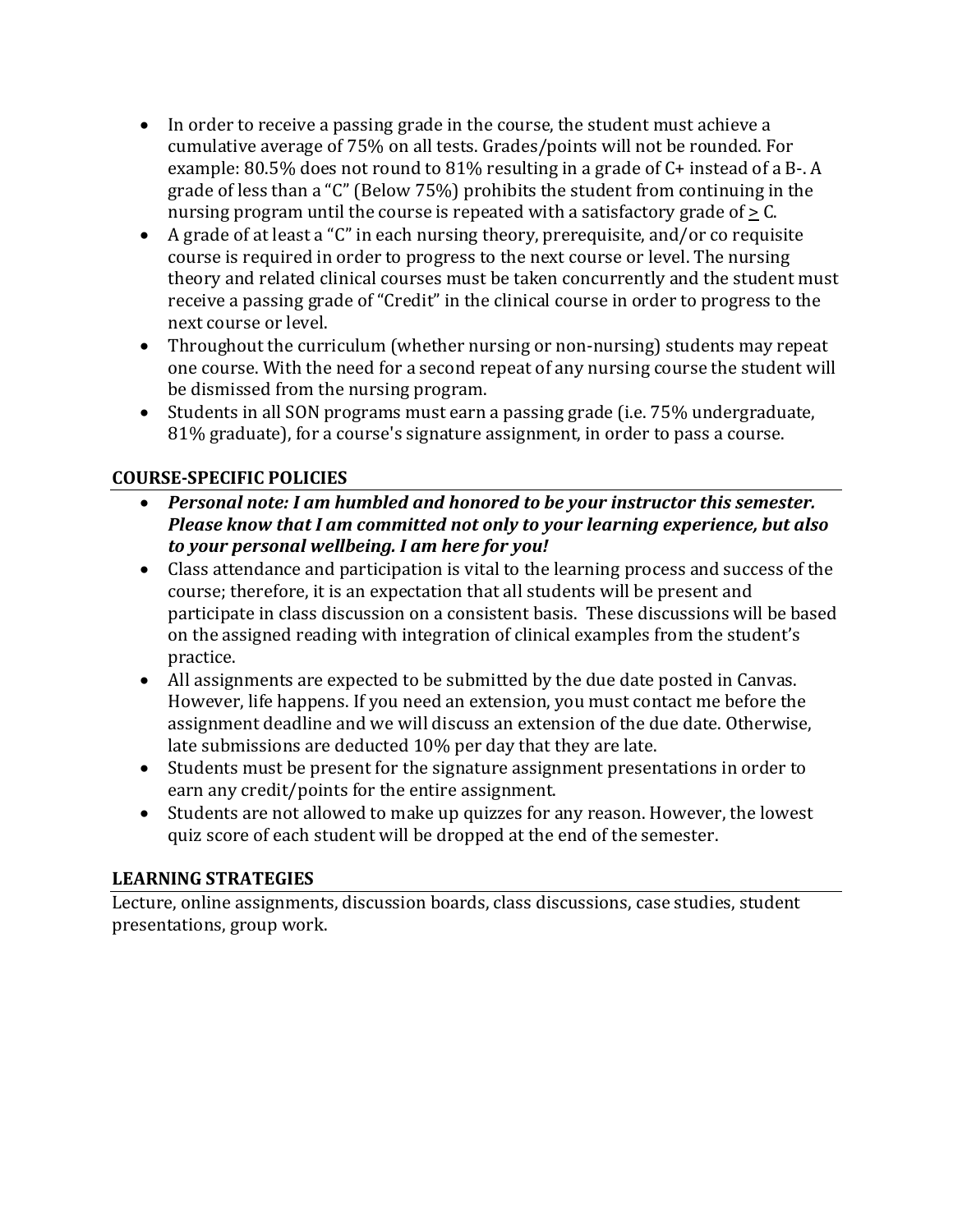- In order to receive a passing grade in the course, the student must achieve a cumulative average of 75% on all tests. Grades/points will not be rounded. For example: 80.5% does not round to 81% resulting in a grade of C+ instead of a B-. A grade of less than a "C" (Below 75%) prohibits the student from continuing in the nursing program until the course is repeated with a satisfactory grade of ≥ C.
- A grade of at least a "C" in each nursing theory, prerequisite, and/or co requisite course is required in order to progress to the next course or level. The nursing theory and related clinical courses must be taken concurrently and the student must receive a passing grade of "Credit" in the clinical course in order to progress to the next course or level.
- Throughout the curriculum (whether nursing or non-nursing) students may repeat one course. With the need for a second repeat of any nursing course the student will be dismissed from the nursing program.
- Students in all SON programs must earn a passing grade (i.e. 75% undergraduate, 81% graduate), for a course's signature assignment, in order to pass a course.

## COURSE-SPECIFIC POLICIES

- ***Personal note: I am humbled and honored to be your instructor this semester. Please know that I am committed not only to your learning experience, but also to your personal wellbeing. I am here for you!***
- Class attendance and participation is vital to the learning process and success of the course; therefore, it is an expectation that all students will be present and participate in class discussion on a consistent basis. These discussions will be based on the assigned reading with integration of clinical examples from the student's practice.
- All assignments are expected to be submitted by the due date posted in Canvas. However, life happens. If you need an extension, you must contact me before the assignment deadline and we will discuss an extension of the due date. Otherwise, late submissions are deducted 10% per day that they are late.
- Students must be present for the signature assignment presentations in order to earn any credit/points for the entire assignment.
- Students are not allowed to make up quizzes for any reason. However, the lowest quiz score of each student will be dropped at the end of the semester.

## LEARNING STRATEGIES

Lecture, online assignments, discussion boards, class discussions, case studies, student presentations, group work.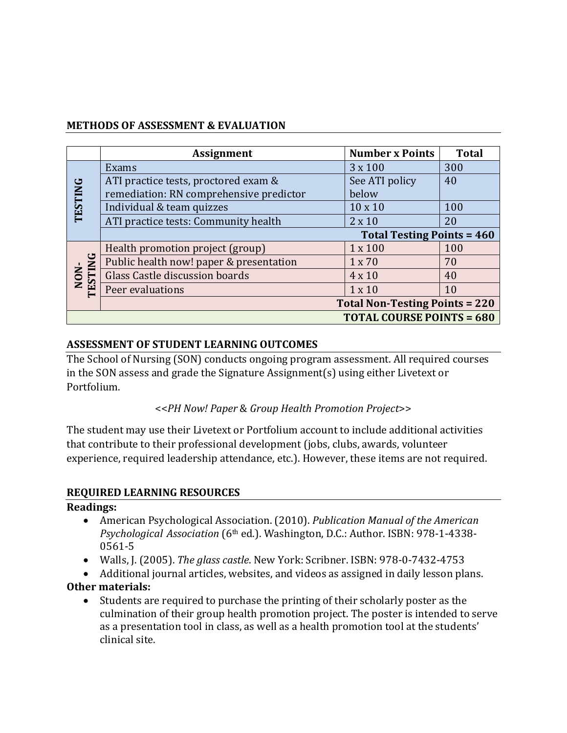## METHODS OF ASSESSMENT & EVALUATION

| | Assignment | Number x Points | Total |
|---|---|---|---|
| TESTING | Exams | 3 x 100 | 300 |
| | ATI practice tests, proctored exam & remediation: RN comprehensive predictor | See ATI policy below | 40 |
| | Individual & team quizzes | 10 x 10 | 100 |
| | ATI practice tests: Community health | 2 x 10 | 20 |
| | | | **Total Testing Points = 460** |
| NON-TESTING | Health promotion project (group) | 1 x 100 | 100 |
| | Public health now! paper & presentation | 1 x 70 | 70 |
| | Glass Castle discussion boards | 4 x 10 | 40 |
| | Peer evaluations | 1 x 10 | 10 |
| | | | **Total Non-Testing Points = 220** |
| | | | **TOTAL COURSE POINTS = 680** |

## ASSESSMENT OF STUDENT LEARNING OUTCOMES

The School of Nursing (SON) conducts ongoing program assessment. All required courses in the SON assess and grade the Signature Assignment(s) using either Livetext or Portfolium.

<<*PH Now! Paper* & *Group Health Promotion Project*>>

The student may use their Livetext or Portfolium account to include additional activities that contribute to their professional development (jobs, clubs, awards, volunteer experience, required leadership attendance, etc.). However, these items are not required.

## REQUIRED LEARNING RESOURCES

**Readings:**

- American Psychological Association. (2010). *Publication Manual of the American Psychological Association* (6th ed.). Washington, D.C.: Author. ISBN: 978-1-4338-0561-5
- Walls, J. (2005). *The glass castle*. New York: Scribner. ISBN: 978-0-7432-4753
- Additional journal articles, websites, and videos as assigned in daily lesson plans.

**Other materials:**

- Students are required to purchase the printing of their scholarly poster as the culmination of their group health promotion project. The poster is intended to serve as a presentation tool in class, as well as a health promotion tool at the students' clinical site.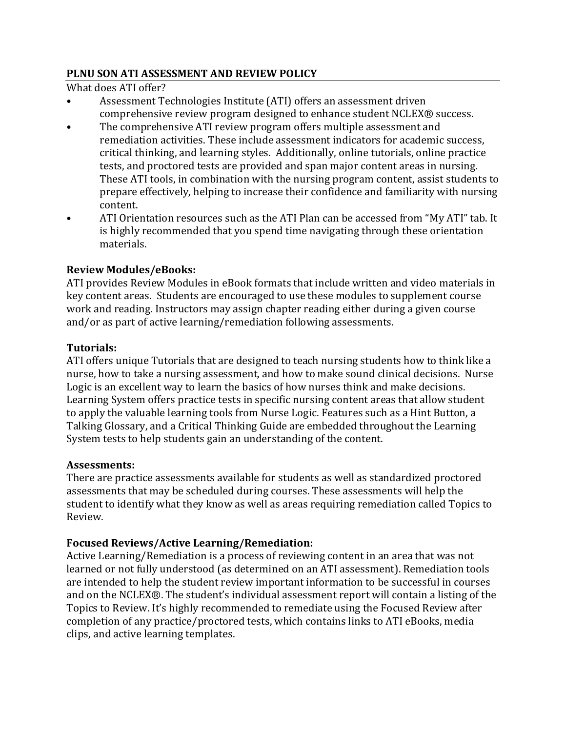## PLNU SON ATI ASSESSMENT AND REVIEW POLICY

What does ATI offer?

- Assessment Technologies Institute (ATI) offers an assessment driven comprehensive review program designed to enhance student NCLEX® success.
- The comprehensive ATI review program offers multiple assessment and remediation activities. These include assessment indicators for academic success, critical thinking, and learning styles. Additionally, online tutorials, online practice tests, and proctored tests are provided and span major content areas in nursing. These ATI tools, in combination with the nursing program content, assist students to prepare effectively, helping to increase their confidence and familiarity with nursing content.
- ATI Orientation resources such as the ATI Plan can be accessed from "My ATI" tab. It is highly recommended that you spend time navigating through these orientation materials.

### Review Modules/eBooks:

ATI provides Review Modules in eBook formats that include written and video materials in key content areas. Students are encouraged to use these modules to supplement course work and reading. Instructors may assign chapter reading either during a given course and/or as part of active learning/remediation following assessments.

### Tutorials:

ATI offers unique Tutorials that are designed to teach nursing students how to think like a nurse, how to take a nursing assessment, and how to make sound clinical decisions. Nurse Logic is an excellent way to learn the basics of how nurses think and make decisions. Learning System offers practice tests in specific nursing content areas that allow student to apply the valuable learning tools from Nurse Logic. Features such as a Hint Button, a Talking Glossary, and a Critical Thinking Guide are embedded throughout the Learning System tests to help students gain an understanding of the content.

### Assessments:

There are practice assessments available for students as well as standardized proctored assessments that may be scheduled during courses. These assessments will help the student to identify what they know as well as areas requiring remediation called Topics to Review.

### Focused Reviews/Active Learning/Remediation:

Active Learning/Remediation is a process of reviewing content in an area that was not learned or not fully understood (as determined on an ATI assessment). Remediation tools are intended to help the student review important information to be successful in courses and on the NCLEX®. The student's individual assessment report will contain a listing of the Topics to Review. It's highly recommended to remediate using the Focused Review after completion of any practice/proctored tests, which contains links to ATI eBooks, media clips, and active learning templates.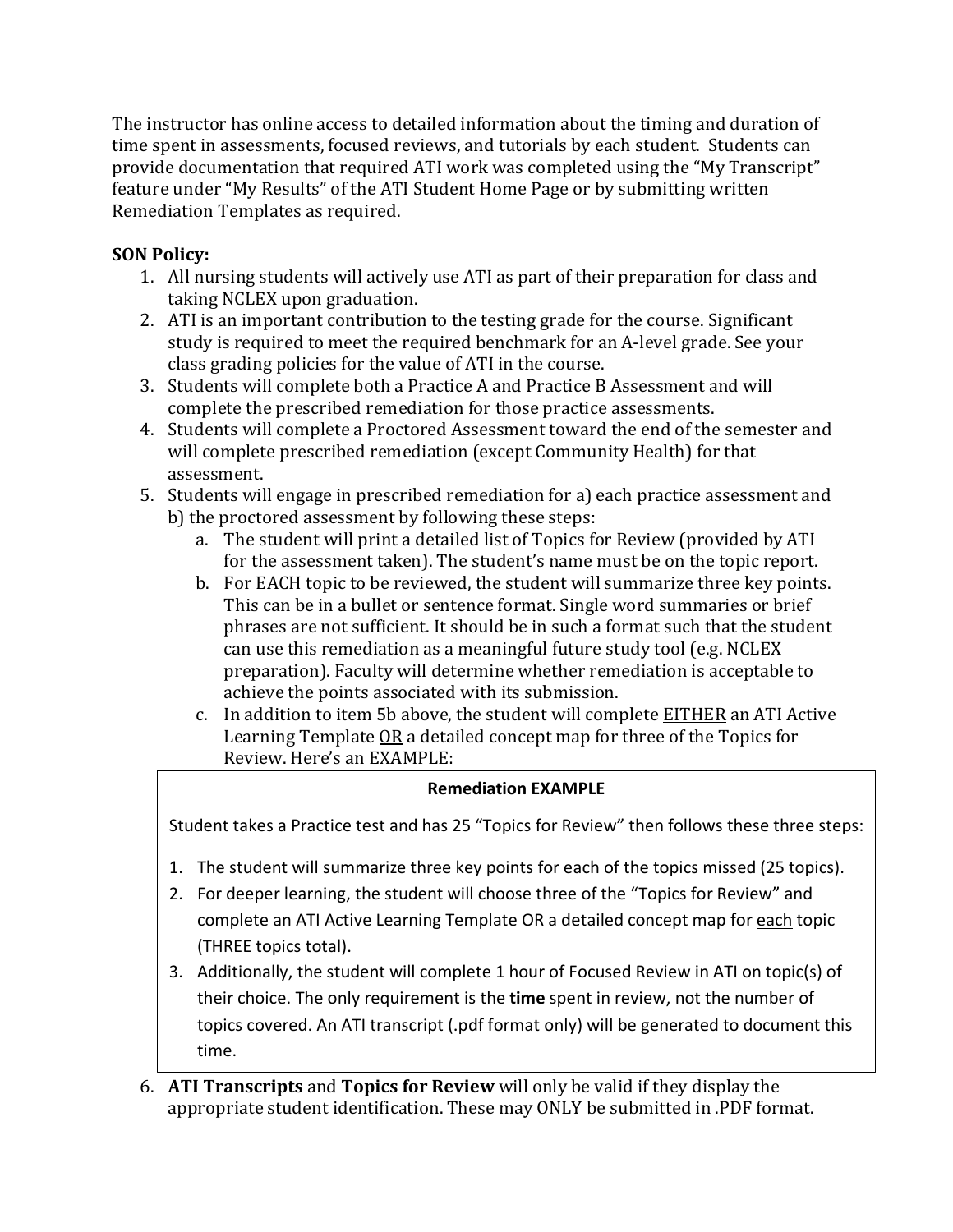The instructor has online access to detailed information about the timing and duration of time spent in assessments, focused reviews, and tutorials by each student. Students can provide documentation that required ATI work was completed using the "My Transcript" feature under "My Results" of the ATI Student Home Page or by submitting written Remediation Templates as required.

**SON Policy:**

1. All nursing students will actively use ATI as part of their preparation for class and taking NCLEX upon graduation.
2. ATI is an important contribution to the testing grade for the course. Significant study is required to meet the required benchmark for an A-level grade. See your class grading policies for the value of ATI in the course.
3. Students will complete both a Practice A and Practice B Assessment and will complete the prescribed remediation for those practice assessments.
4. Students will complete a Proctored Assessment toward the end of the semester and will complete prescribed remediation (except Community Health) for that assessment.
5. Students will engage in prescribed remediation for a) each practice assessment and b) the proctored assessment by following these steps:
   a. The student will print a detailed list of Topics for Review (provided by ATI for the assessment taken). The student's name must be on the topic report.
   b. For EACH topic to be reviewed, the student will summarize <u>three</u> key points. This can be in a bullet or sentence format. Single word summaries or brief phrases are not sufficient. It should be in such a format such that the student can use this remediation as a meaningful future study tool (e.g. NCLEX preparation). Faculty will determine whether remediation is acceptable to achieve the points associated with its submission.
   c. In addition to item 5b above, the student will complete <u>EITHER</u> an ATI Active Learning Template <u>OR</u> a detailed concept map for three of the Topics for Review. Here's an EXAMPLE:

> **Remediation EXAMPLE**
>
> Student takes a Practice test and has 25 "Topics for Review" then follows these three steps:
>
> 1. The student will summarize three key points for <u>each</u> of the topics missed (25 topics).
> 2. For deeper learning, the student will choose three of the "Topics for Review" and complete an ATI Active Learning Template OR a detailed concept map for <u>each</u> topic (THREE topics total).
> 3. Additionally, the student will complete 1 hour of Focused Review in ATI on topic(s) of their choice. The only requirement is the **time** spent in review, not the number of topics covered. An ATI transcript (.pdf format only) will be generated to document this time.

6. **ATI Transcripts** and **Topics for Review** will only be valid if they display the appropriate student identification. These may ONLY be submitted in .PDF format.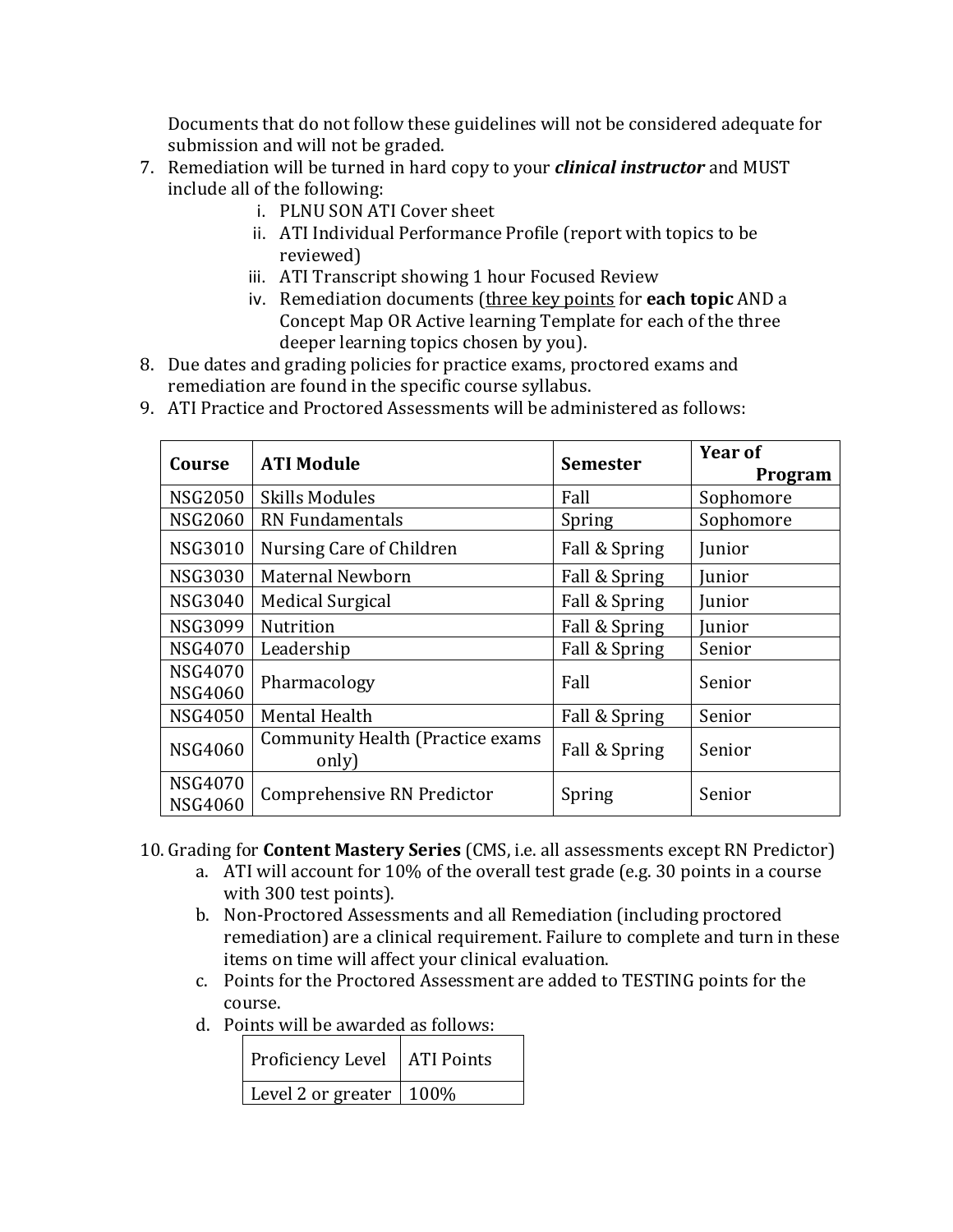Documents that do not follow these guidelines will not be considered adequate for submission and will not be graded.

7. Remediation will be turned in hard copy to your ***clinical instructor*** and MUST include all of the following:
   i. PLNU SON ATI Cover sheet
   ii. ATI Individual Performance Profile (report with topics to be reviewed)
   iii. ATI Transcript showing 1 hour Focused Review
   iv. Remediation documents (<u>three key points</u> for **each topic** AND a Concept Map OR Active learning Template for each of the three deeper learning topics chosen by you).
8. Due dates and grading policies for practice exams, proctored exams and remediation are found in the specific course syllabus.
9. ATI Practice and Proctored Assessments will be administered as follows:

| **Course** | **ATI Module** | **Semester** | **Year of Program** |
|---|---|---|---|
| NSG2050 | Skills Modules | Fall | Sophomore |
| NSG2060 | RN Fundamentals | Spring | Sophomore |
| NSG3010 | Nursing Care of Children | Fall & Spring | Junior |
| NSG3030 | Maternal Newborn | Fall & Spring | Junior |
| NSG3040 | Medical Surgical | Fall & Spring | Junior |
| NSG3099 | Nutrition | Fall & Spring | Junior |
| NSG4070 | Leadership | Fall & Spring | Senior |
| NSG4070 NSG4060 | Pharmacology | Fall | Senior |
| NSG4050 | Mental Health | Fall & Spring | Senior |
| NSG4060 | Community Health (Practice exams only) | Fall & Spring | Senior |
| NSG4070 NSG4060 | Comprehensive RN Predictor | Spring | Senior |

10. Grading for **Content Mastery Series** (CMS, i.e. all assessments except RN Predictor)
    a. ATI will account for 10% of the overall test grade (e.g. 30 points in a course with 300 test points).
    b. Non-Proctored Assessments and all Remediation (including proctored remediation) are a clinical requirement. Failure to complete and turn in these items on time will affect your clinical evaluation.
    c. Points for the Proctored Assessment are added to TESTING points for the course.
    d. Points will be awarded as follows:

| Proficiency Level | ATI Points |
|---|---|
| Level 2 or greater | 100% |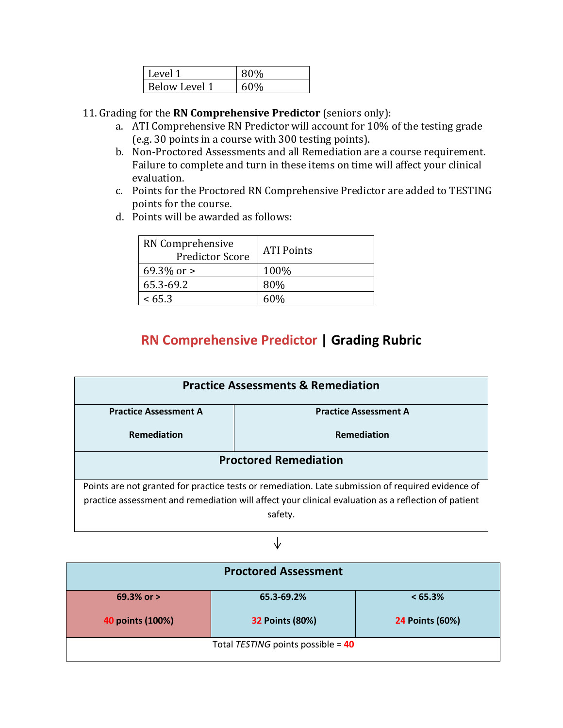| Level 1 | 80% |
|---|---|
| Below Level 1 | 60% |

11. Grading for the **RN Comprehensive Predictor** (seniors only):
    a. ATI Comprehensive RN Predictor will account for 10% of the testing grade (e.g. 30 points in a course with 300 testing points).
    b. Non-Proctored Assessments and all Remediation are a course requirement. Failure to complete and turn in these items on time will affect your clinical evaluation.
    c. Points for the Proctored RN Comprehensive Predictor are added to TESTING points for the course.
    d. Points will be awarded as follows:

| RN Comprehensive Predictor Score | ATI Points |
|---|---|
| 69.3% or > | 100% |
| 65.3-69.2 | 80% |
| < 65.3 | 60% |

## RN Comprehensive Predictor | Grading Rubric

| Practice Assessments & Remediation | |
|---|---|
| **Practice Assessment A**<br><br>**Remediation** | **Practice Assessment A**<br><br>**Remediation** |
| **Proctored Remediation** | |
| Points are not granted for practice tests or remediation. Late submission of required evidence of practice assessment and remediation will affect your clinical evaluation as a reflection of patient safety. | |

↓

| Proctored Assessment | | |
|---|---|---|
| **69.3% or >**<br><br>**40 points (100%)** | **65.3-69.2%**<br><br>**32 Points (80%)** | **< 65.3%**<br><br>**24 Points (60%)** |
| Total *TESTING* points possible = **40** | | |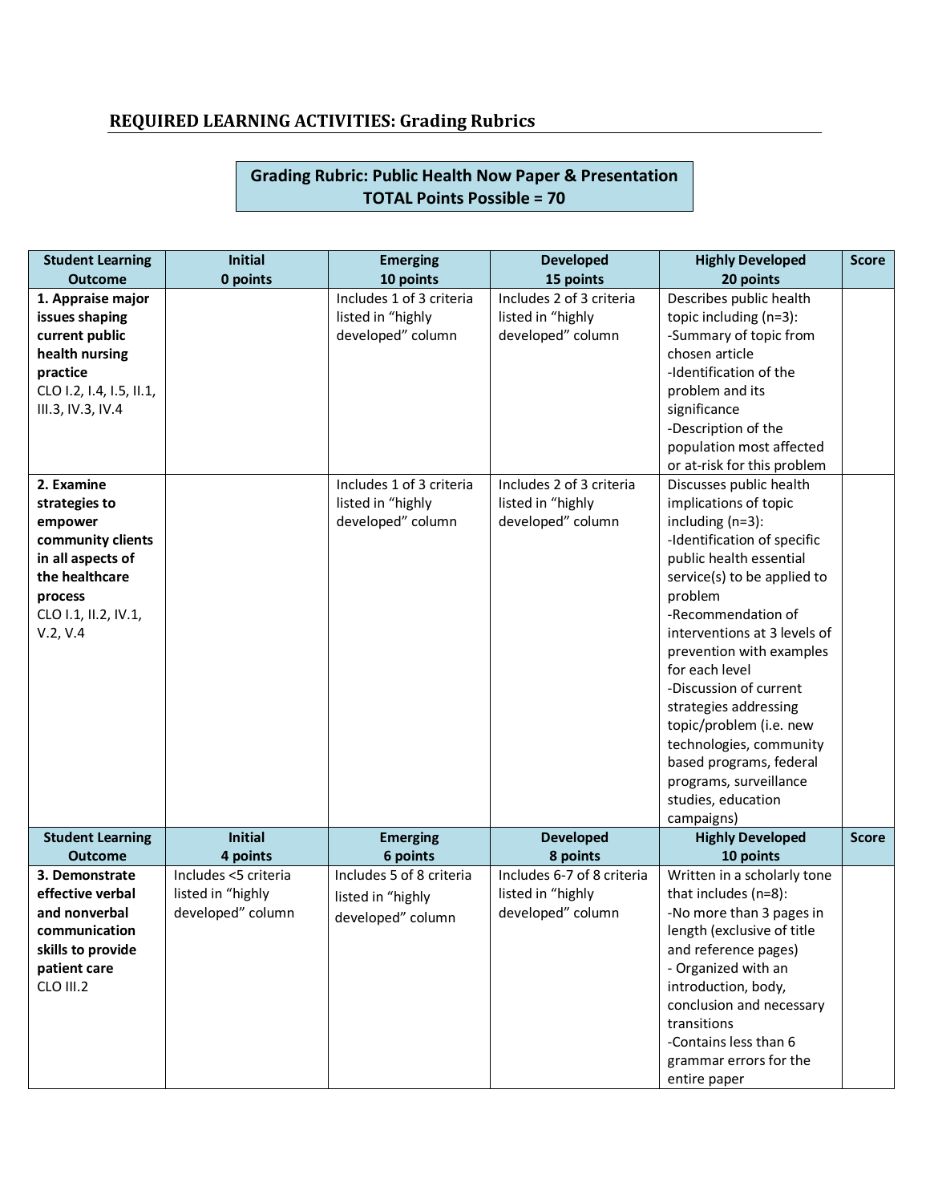## REQUIRED LEARNING ACTIVITIES: Grading Rubrics

**Grading Rubric: Public Health Now Paper & Presentation**
**TOTAL Points Possible = 70**

| Student Learning Outcome | Initial<br>0 points | Emerging<br>10 points | Developed<br>15 points | Highly Developed<br>20 points | Score |
|---|---|---|---|---|---|
| **1. Appraise major issues shaping current public health nursing practice**<br>CLO I.2, I.4, I.5, II.1, III.3, IV.3, IV.4 | | Includes 1 of 3 criteria listed in "highly developed" column | Includes 2 of 3 criteria listed in "highly developed" column | Describes public health topic including (n=3):<br>-Summary of topic from chosen article<br>-Identification of the problem and its significance<br>-Description of the population most affected or at-risk for this problem | |
| **2. Examine strategies to empower community clients in all aspects of the healthcare process**<br>CLO I.1, II.2, IV.1, V.2, V.4 | | Includes 1 of 3 criteria listed in "highly developed" column | Includes 2 of 3 criteria listed in "highly developed" column | Discusses public health implications of topic including (n=3):<br>-Identification of specific public health essential service(s) to be applied to problem<br>-Recommendation of interventions at 3 levels of prevention with examples for each level<br>-Discussion of current strategies addressing topic/problem (i.e. new technologies, community based programs, federal programs, surveillance studies, education campaigns) | |
| **Student Learning Outcome** | **Initial<br>4 points** | **Emerging<br>6 points** | **Developed<br>8 points** | **Highly Developed<br>10 points** | **Score** |
| **3. Demonstrate effective verbal and nonverbal communication skills to provide patient care**<br>CLO III.2 | Includes <5 criteria listed in "highly developed" column | Includes 5 of 8 criteria listed in "highly developed" column | Includes 6-7 of 8 criteria listed in "highly developed" column | Written in a scholarly tone that includes (n=8):<br>-No more than 3 pages in length (exclusive of title and reference pages)<br>- Organized with an introduction, body, conclusion and necessary transitions<br>-Contains less than 6 grammar errors for the entire paper | |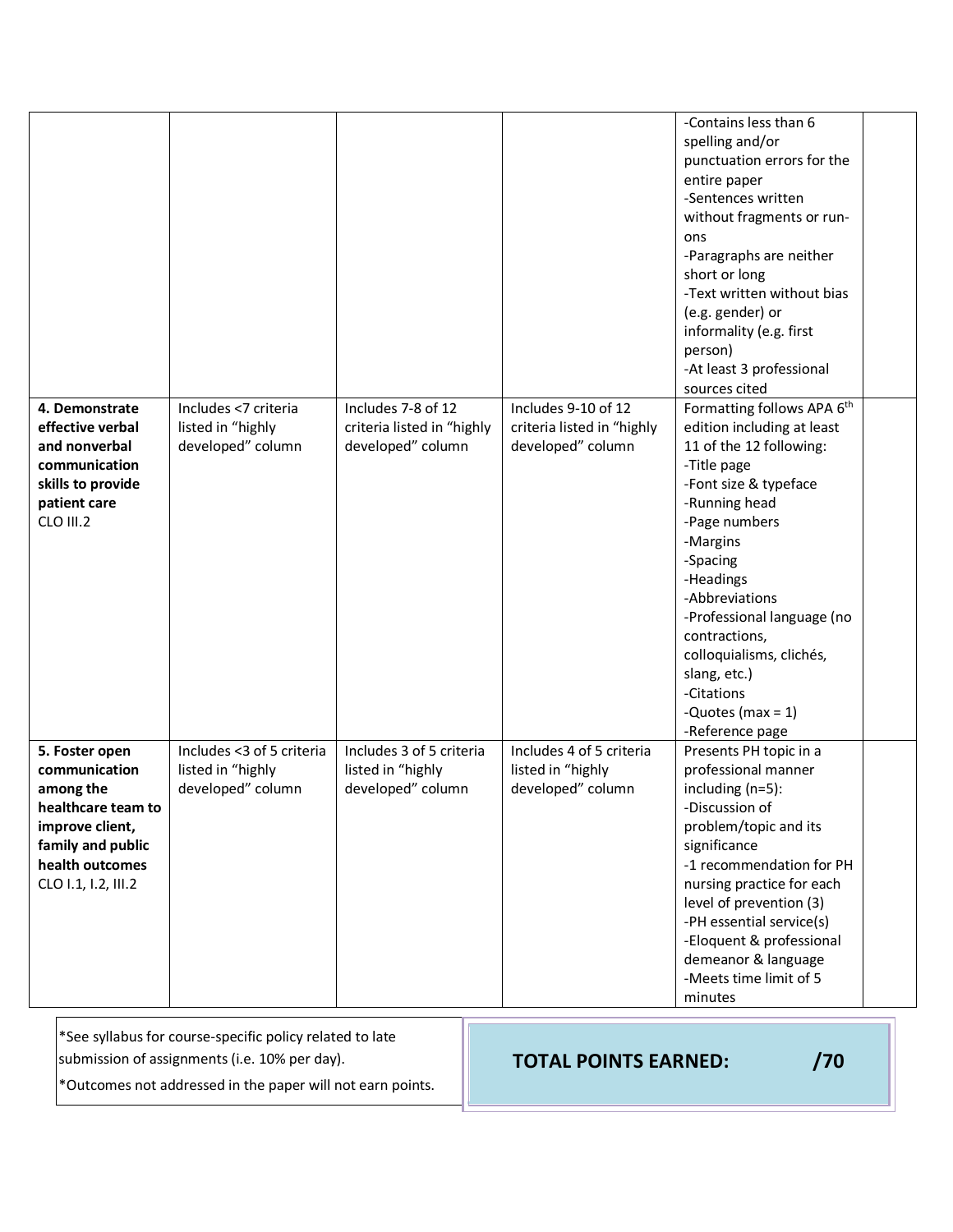| | | | | | |
|---|---|---|---|---|---|
| | | | | -Contains less than 6 spelling and/or punctuation errors for the entire paper<br>-Sentences written without fragments or run-ons<br>-Paragraphs are neither short or long<br>-Text written without bias (e.g. gender) or informality (e.g. first person)<br>-At least 3 professional sources cited | |
| **4. Demonstrate effective verbal and nonverbal communication skills to provide patient care**<br>CLO III.2 | Includes <7 criteria listed in "highly developed" column | Includes 7-8 of 12 criteria listed in "highly developed" column | Includes 9-10 of 12 criteria listed in "highly developed" column | Formatting follows APA 6th edition including at least 11 of the 12 following:<br>-Title page<br>-Font size & typeface<br>-Running head<br>-Page numbers<br>-Margins<br>-Spacing<br>-Headings<br>-Abbreviations<br>-Professional language (no contractions, colloquialisms, clichés, slang, etc.)<br>-Citations<br>-Quotes (max = 1)<br>-Reference page | |
| **5. Foster open communication among the healthcare team to improve client, family and public health outcomes**<br>CLO I.1, I.2, III.2 | Includes <3 of 5 criteria listed in "highly developed" column | Includes 3 of 5 criteria listed in "highly developed" column | Includes 4 of 5 criteria listed in "highly developed" column | Presents PH topic in a professional manner including (n=5):<br>-Discussion of problem/topic and its significance<br>-1 recommendation for PH nursing practice for each level of prevention (3)<br>-PH essential service(s)<br>-Eloquent & professional demeanor & language<br>-Meets time limit of 5 minutes | |

*See syllabus for course-specific policy related to late submission of assignments (i.e. 10% per day).

*Outcomes not addressed in the paper will not earn points.

**TOTAL POINTS EARNED: /70**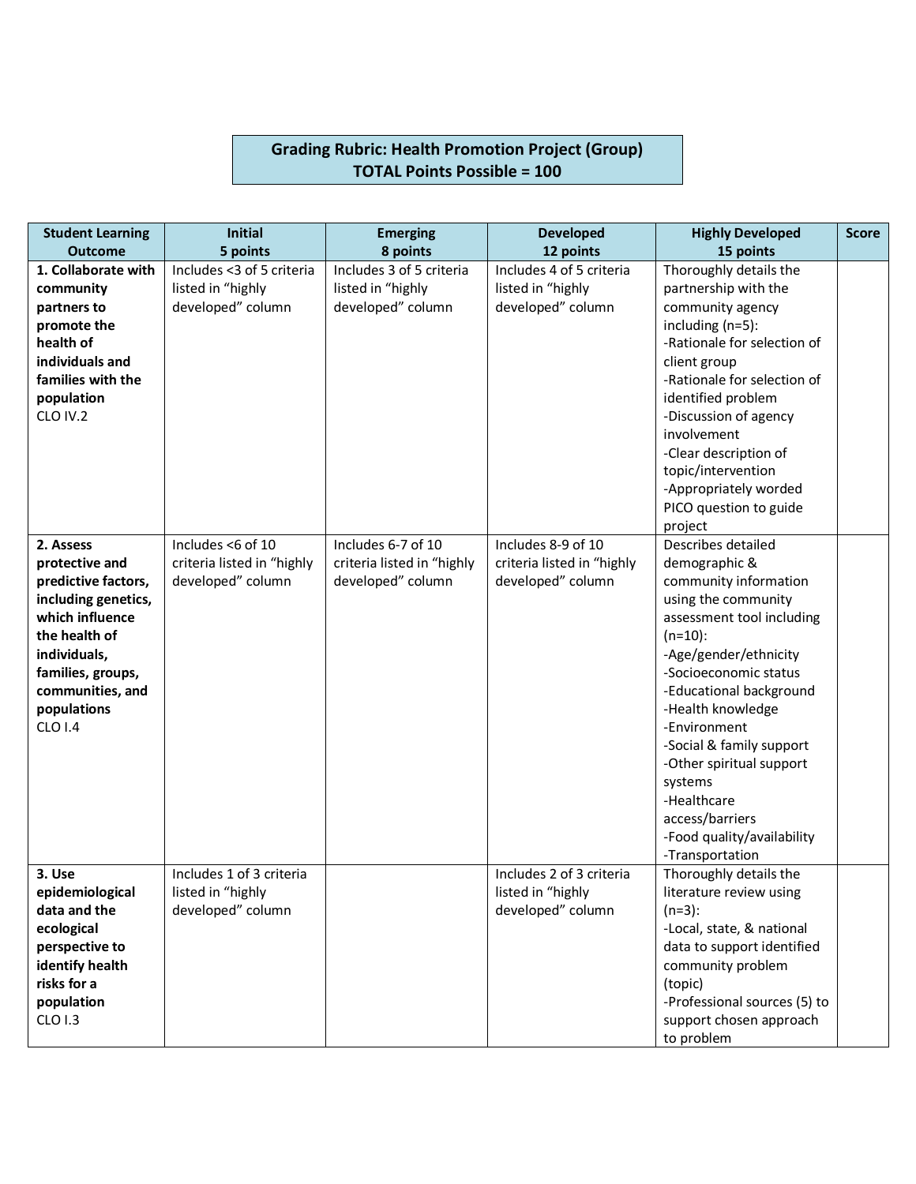**Grading Rubric: Health Promotion Project (Group)**
**TOTAL Points Possible = 100**

| Student Learning Outcome | Initial<br>5 points | Emerging<br>8 points | Developed<br>12 points | Highly Developed<br>15 points | Score |
|---|---|---|---|---|---|
| **1. Collaborate with community partners to promote the health of individuals and families with the population**<br>CLO IV.2 | Includes <3 of 5 criteria listed in "highly developed" column | Includes 3 of 5 criteria listed in "highly developed" column | Includes 4 of 5 criteria listed in "highly developed" column | Thoroughly details the partnership with the community agency including (n=5):<br>-Rationale for selection of client group<br>-Rationale for selection of identified problem<br>-Discussion of agency involvement<br>-Clear description of topic/intervention<br>-Appropriately worded PICO question to guide project | |
| **2. Assess protective and predictive factors, including genetics, which influence the health of individuals, families, groups, communities, and populations**<br>CLO I.4 | Includes <6 of 10 criteria listed in "highly developed" column | Includes 6-7 of 10 criteria listed in "highly developed" column | Includes 8-9 of 10 criteria listed in "highly developed" column | Describes detailed demographic & community information using the community assessment tool including (n=10):<br>-Age/gender/ethnicity<br>-Socioeconomic status<br>-Educational background<br>-Health knowledge<br>-Environment<br>-Social & family support<br>-Other spiritual support systems<br>-Healthcare access/barriers<br>-Food quality/availability<br>-Transportation | |
| **3. Use epidemiological data and the ecological perspective to identify health risks for a population**<br>CLO I.3 | Includes 1 of 3 criteria listed in "highly developed" column | | Includes 2 of 3 criteria listed in "highly developed" column | Thoroughly details the literature review using (n=3):<br>-Local, state, & national data to support identified community problem (topic)<br>-Professional sources (5) to support chosen approach to problem | |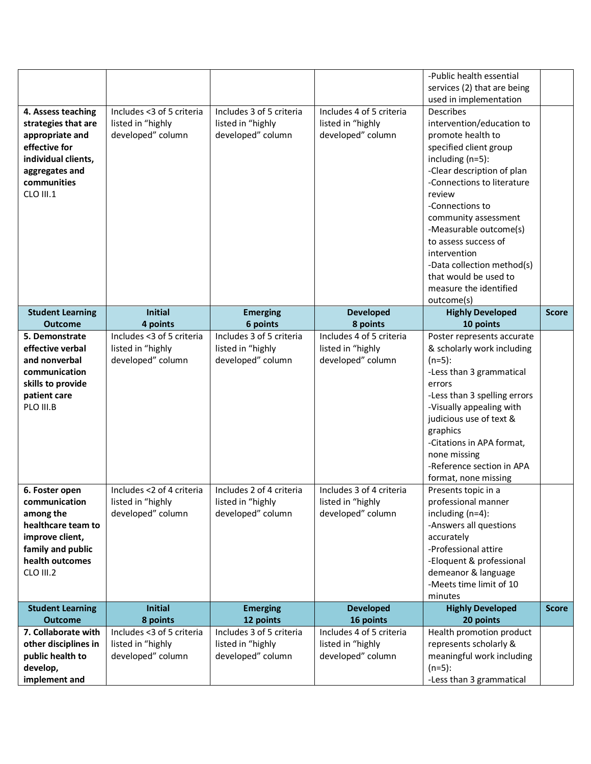| | | | | | |
|---|---|---|---|---|---|
| | | | | -Public health essential services (2) that are being used in implementation | |
| **4. Assess teaching strategies that are appropriate and effective for individual clients, aggregates and communities** CLO III.1 | Includes <3 of 5 criteria listed in "highly developed" column | Includes 3 of 5 criteria listed in "highly developed" column | Includes 4 of 5 criteria listed in "highly developed" column | Describes intervention/education to promote health to specified client group including (n=5): -Clear description of plan -Connections to literature review -Connections to community assessment -Measurable outcome(s) to assess success of intervention -Data collection method(s) that would be used to measure the identified outcome(s) | |
| **Student Learning Outcome** | **Initial 4 points** | **Emerging 6 points** | **Developed 8 points** | **Highly Developed 10 points** | **Score** |
| **5. Demonstrate effective verbal and nonverbal communication skills to provide patient care** PLO III.B | Includes <3 of 5 criteria listed in "highly developed" column | Includes 3 of 5 criteria listed in "highly developed" column | Includes 4 of 5 criteria listed in "highly developed" column | Poster represents accurate & scholarly work including (n=5): -Less than 3 grammatical errors -Less than 3 spelling errors -Visually appealing with judicious use of text & graphics -Citations in APA format, none missing -Reference section in APA format, none missing | |
| **6. Foster open communication among the healthcare team to improve client, family and public health outcomes** CLO III.2 | Includes <2 of 4 criteria listed in "highly developed" column | Includes 2 of 4 criteria listed in "highly developed" column | Includes 3 of 4 criteria listed in "highly developed" column | Presents topic in a professional manner including (n=4): -Answers all questions accurately -Professional attire -Eloquent & professional demeanor & language -Meets time limit of 10 minutes | |
| **Student Learning Outcome** | **Initial 8 points** | **Emerging 12 points** | **Developed 16 points** | **Highly Developed 20 points** | **Score** |
| **7. Collaborate with other disciplines in public health to develop, implement and** | Includes <3 of 5 criteria listed in "highly developed" column | Includes 3 of 5 criteria listed in "highly developed" column | Includes 4 of 5 criteria listed in "highly developed" column | Health promotion product represents scholarly & meaningful work including (n=5): -Less than 3 grammatical | |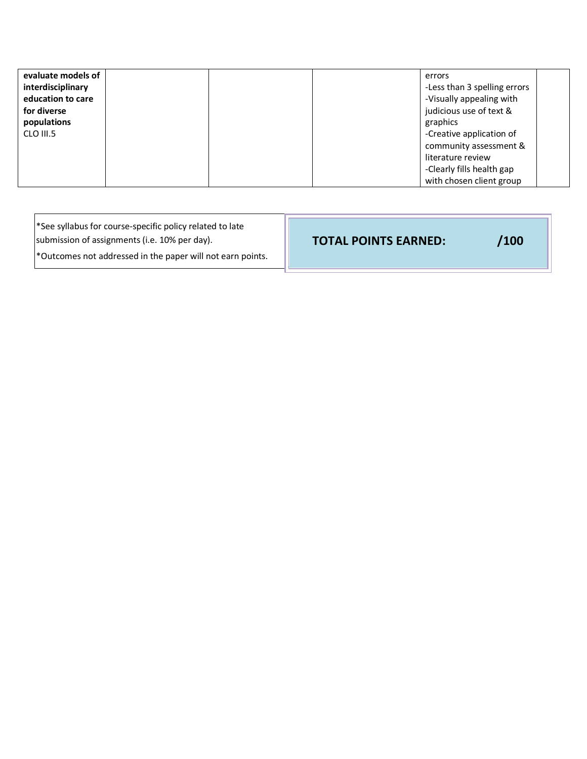| | | | | | |
|---|---|---|---|---|---|
| **evaluate models of interdisciplinary education to care for diverse populations**<br>CLO III.5 | | | | errors<br>-Less than 3 spelling errors<br>-Visually appealing with judicious use of text & graphics<br>-Creative application of community assessment & literature review<br>-Clearly fills health gap with chosen client group | |

| | |
|---|---|
| *See syllabus for course-specific policy related to late submission of assignments (i.e. 10% per day).<br>*Outcomes not addressed in the paper will not earn points. | **TOTAL POINTS EARNED: /100** |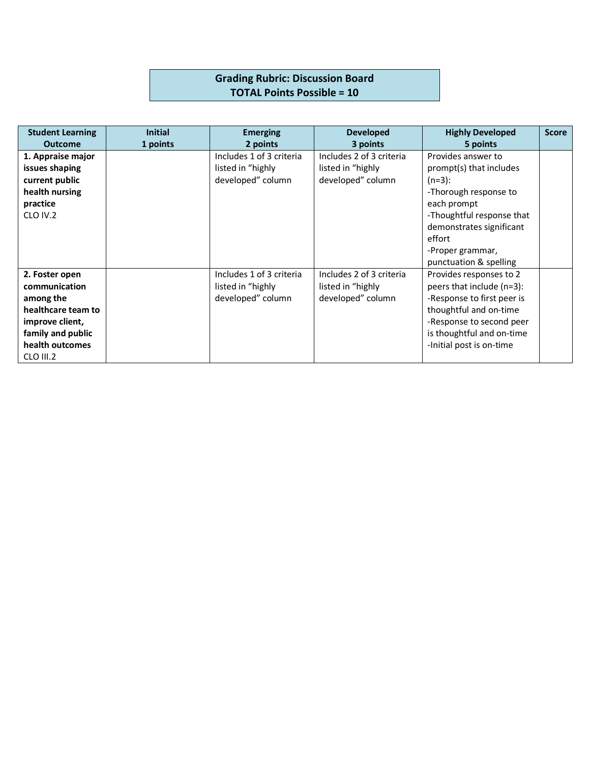**Grading Rubric: Discussion Board**
**TOTAL Points Possible = 10**

| Student Learning Outcome | Initial 1 points | Emerging 2 points | Developed 3 points | Highly Developed 5 points | Score |
|---|---|---|---|---|---|
| **1. Appraise major issues shaping current public health nursing practice** CLO IV.2 | | Includes 1 of 3 criteria listed in "highly developed" column | Includes 2 of 3 criteria listed in "highly developed" column | Provides answer to prompt(s) that includes (n=3): -Thorough response to each prompt -Thoughtful response that demonstrates significant effort -Proper grammar, punctuation & spelling | |
| **2. Foster open communication among the healthcare team to improve client, family and public health outcomes** CLO III.2 | | Includes 1 of 3 criteria listed in "highly developed" column | Includes 2 of 3 criteria listed in "highly developed" column | Provides responses to 2 peers that include (n=3): -Response to first peer is thoughtful and on-time -Response to second peer is thoughtful and on-time -Initial post is on-time | |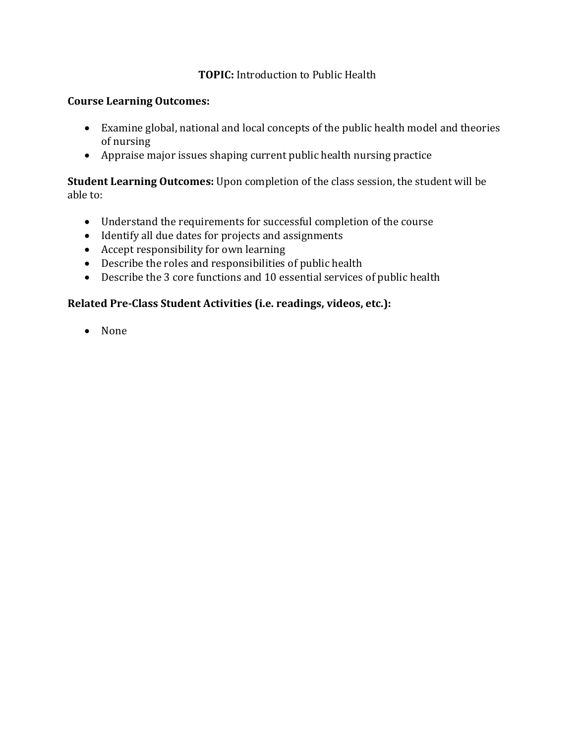**TOPIC:** Introduction to Public Health

**Course Learning Outcomes:**

- Examine global, national and local concepts of the public health model and theories of nursing
- Appraise major issues shaping current public health nursing practice

**Student Learning Outcomes:** Upon completion of the class session, the student will be able to:

- Understand the requirements for successful completion of the course
- Identify all due dates for projects and assignments
- Accept responsibility for own learning
- Describe the roles and responsibilities of public health
- Describe the 3 core functions and 10 essential services of public health

**Related Pre-Class Student Activities (i.e. readings, videos, etc.):**

- None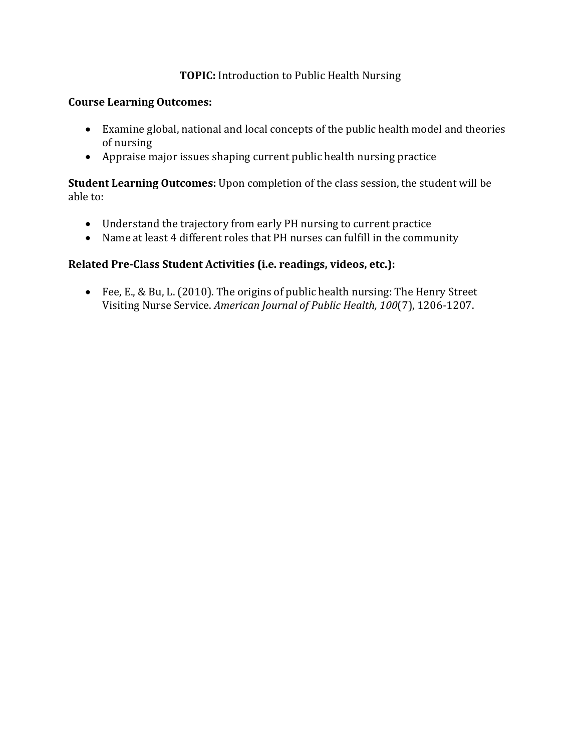**TOPIC:** Introduction to Public Health Nursing

**Course Learning Outcomes:**

- Examine global, national and local concepts of the public health model and theories of nursing
- Appraise major issues shaping current public health nursing practice

**Student Learning Outcomes:** Upon completion of the class session, the student will be able to:

- Understand the trajectory from early PH nursing to current practice
- Name at least 4 different roles that PH nurses can fulfill in the community

**Related Pre-Class Student Activities (i.e. readings, videos, etc.):**

- Fee, E., & Bu, L. (2010). The origins of public health nursing: The Henry Street Visiting Nurse Service. *American Journal of Public Health, 100*(7), 1206-1207.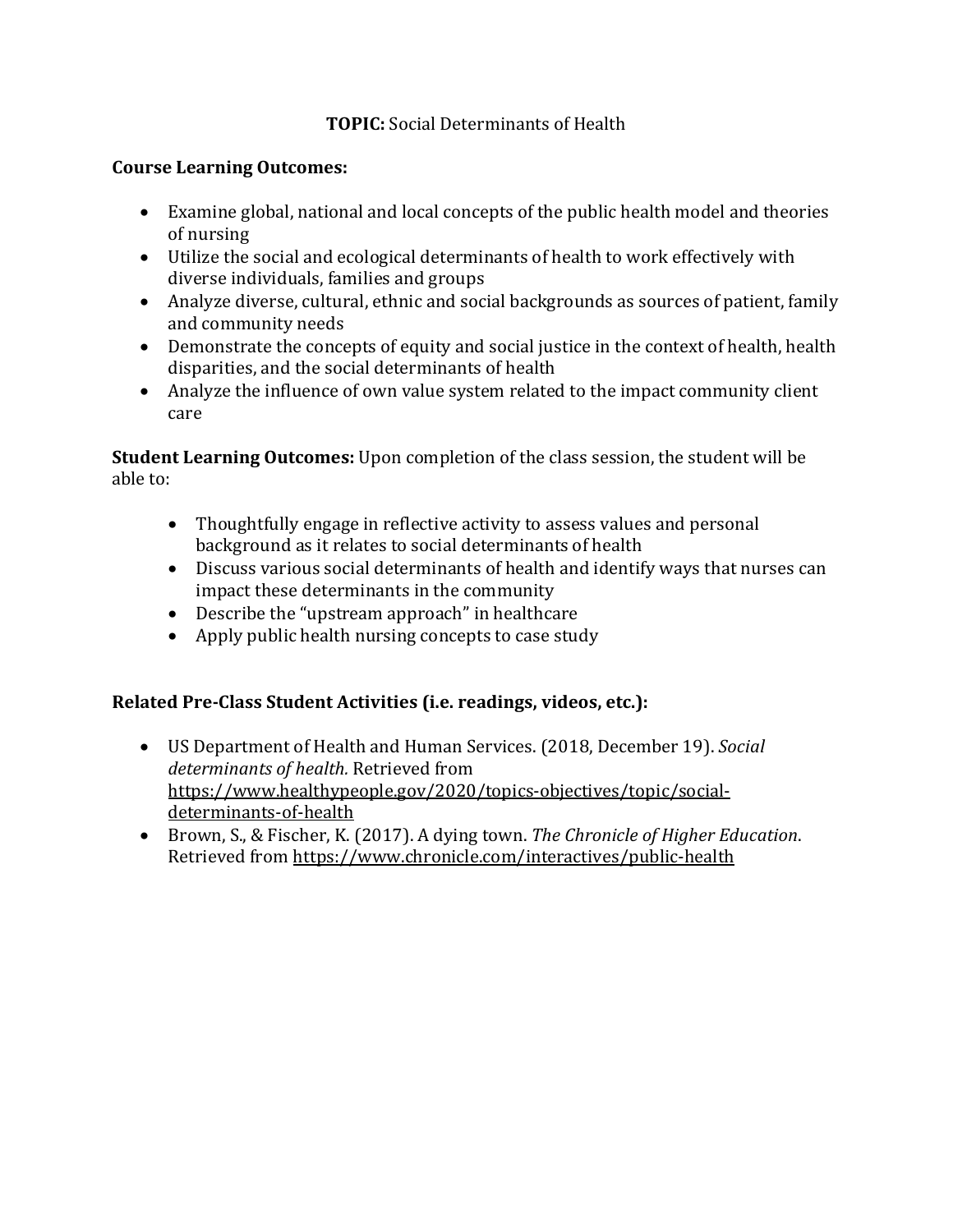**TOPIC:** Social Determinants of Health

**Course Learning Outcomes:**

- Examine global, national and local concepts of the public health model and theories of nursing
- Utilize the social and ecological determinants of health to work effectively with diverse individuals, families and groups
- Analyze diverse, cultural, ethnic and social backgrounds as sources of patient, family and community needs
- Demonstrate the concepts of equity and social justice in the context of health, health disparities, and the social determinants of health
- Analyze the influence of own value system related to the impact community client care

**Student Learning Outcomes:** Upon completion of the class session, the student will be able to:

- Thoughtfully engage in reflective activity to assess values and personal background as it relates to social determinants of health
- Discuss various social determinants of health and identify ways that nurses can impact these determinants in the community
- Describe the "upstream approach" in healthcare
- Apply public health nursing concepts to case study

**Related Pre-Class Student Activities (i.e. readings, videos, etc.):**

- US Department of Health and Human Services. (2018, December 19). *Social determinants of health.* Retrieved from https://www.healthypeople.gov/2020/topics-objectives/topic/social-determinants-of-health
- Brown, S., & Fischer, K. (2017). A dying town. *The Chronicle of Higher Education*. Retrieved from https://www.chronicle.com/interactives/public-health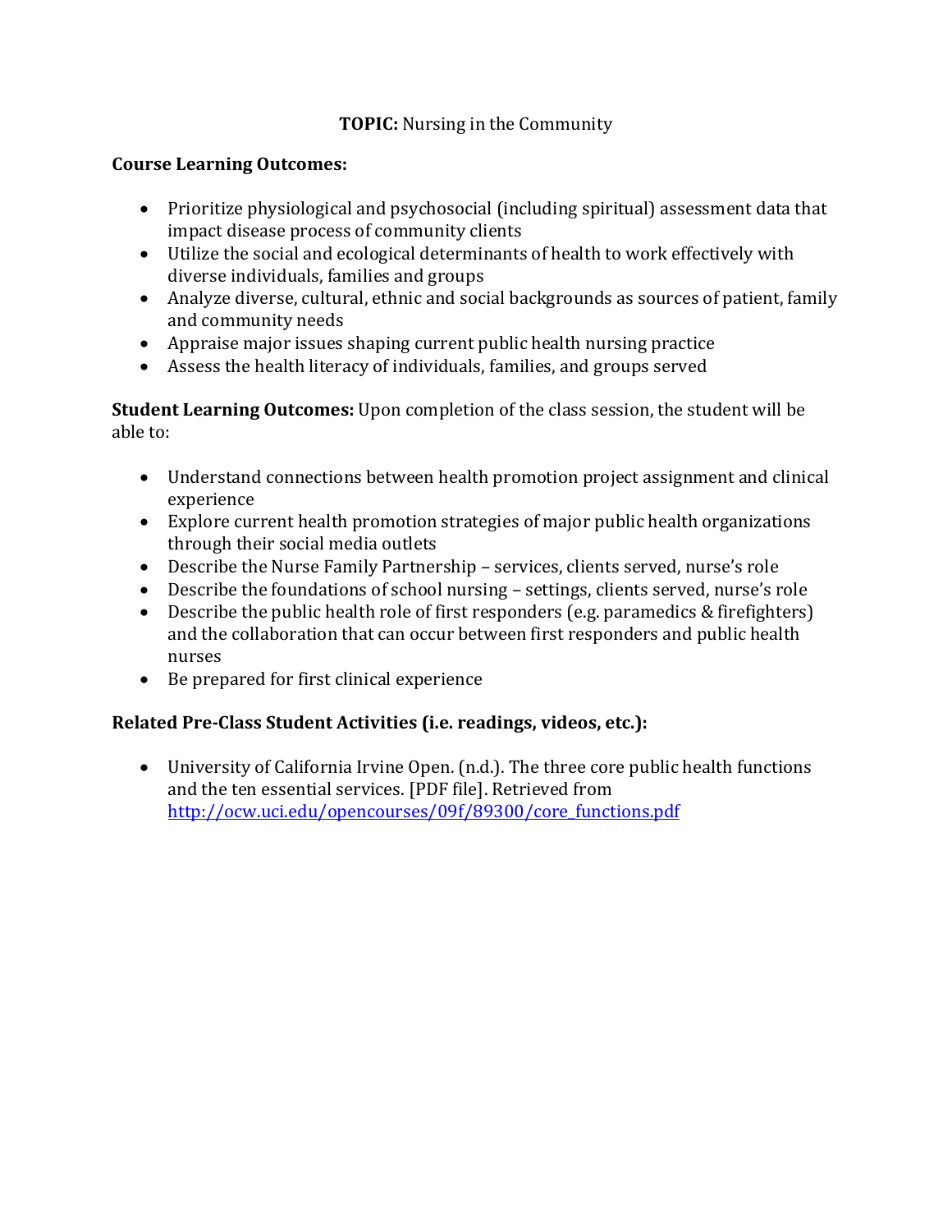**TOPIC:** Nursing in the Community

**Course Learning Outcomes:**

- Prioritize physiological and psychosocial (including spiritual) assessment data that impact disease process of community clients
- Utilize the social and ecological determinants of health to work effectively with diverse individuals, families and groups
- Analyze diverse, cultural, ethnic and social backgrounds as sources of patient, family and community needs
- Appraise major issues shaping current public health nursing practice
- Assess the health literacy of individuals, families, and groups served

**Student Learning Outcomes:** Upon completion of the class session, the student will be able to:

- Understand connections between health promotion project assignment and clinical experience
- Explore current health promotion strategies of major public health organizations through their social media outlets
- Describe the Nurse Family Partnership – services, clients served, nurse's role
- Describe the foundations of school nursing – settings, clients served, nurse's role
- Describe the public health role of first responders (e.g. paramedics & firefighters) and the collaboration that can occur between first responders and public health nurses
- Be prepared for first clinical experience

**Related Pre-Class Student Activities (i.e. readings, videos, etc.):**

- University of California Irvine Open. (n.d.). The three core public health functions and the ten essential services. [PDF file]. Retrieved from [http://ocw.uci.edu/opencourses/09f/89300/core_functions.pdf](http://ocw.uci.edu/opencourses/09f/89300/core_functions.pdf)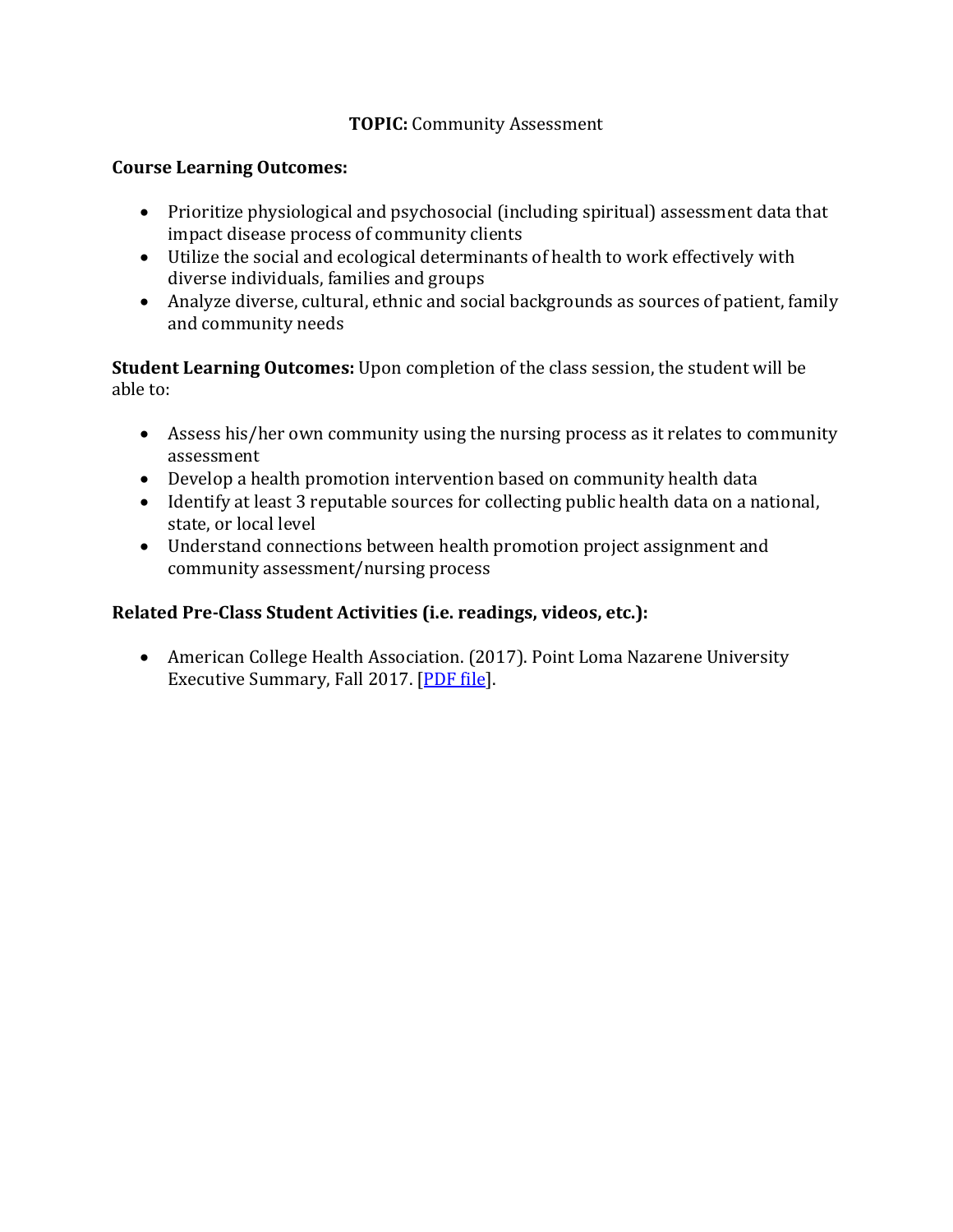**TOPIC:** Community Assessment

**Course Learning Outcomes:**

- Prioritize physiological and psychosocial (including spiritual) assessment data that impact disease process of community clients
- Utilize the social and ecological determinants of health to work effectively with diverse individuals, families and groups
- Analyze diverse, cultural, ethnic and social backgrounds as sources of patient, family and community needs

**Student Learning Outcomes:** Upon completion of the class session, the student will be able to:

- Assess his/her own community using the nursing process as it relates to community assessment
- Develop a health promotion intervention based on community health data
- Identify at least 3 reputable sources for collecting public health data on a national, state, or local level
- Understand connections between health promotion project assignment and community assessment/nursing process

**Related Pre-Class Student Activities (i.e. readings, videos, etc.):**

- American College Health Association. (2017). Point Loma Nazarene University Executive Summary, Fall 2017. [PDF file].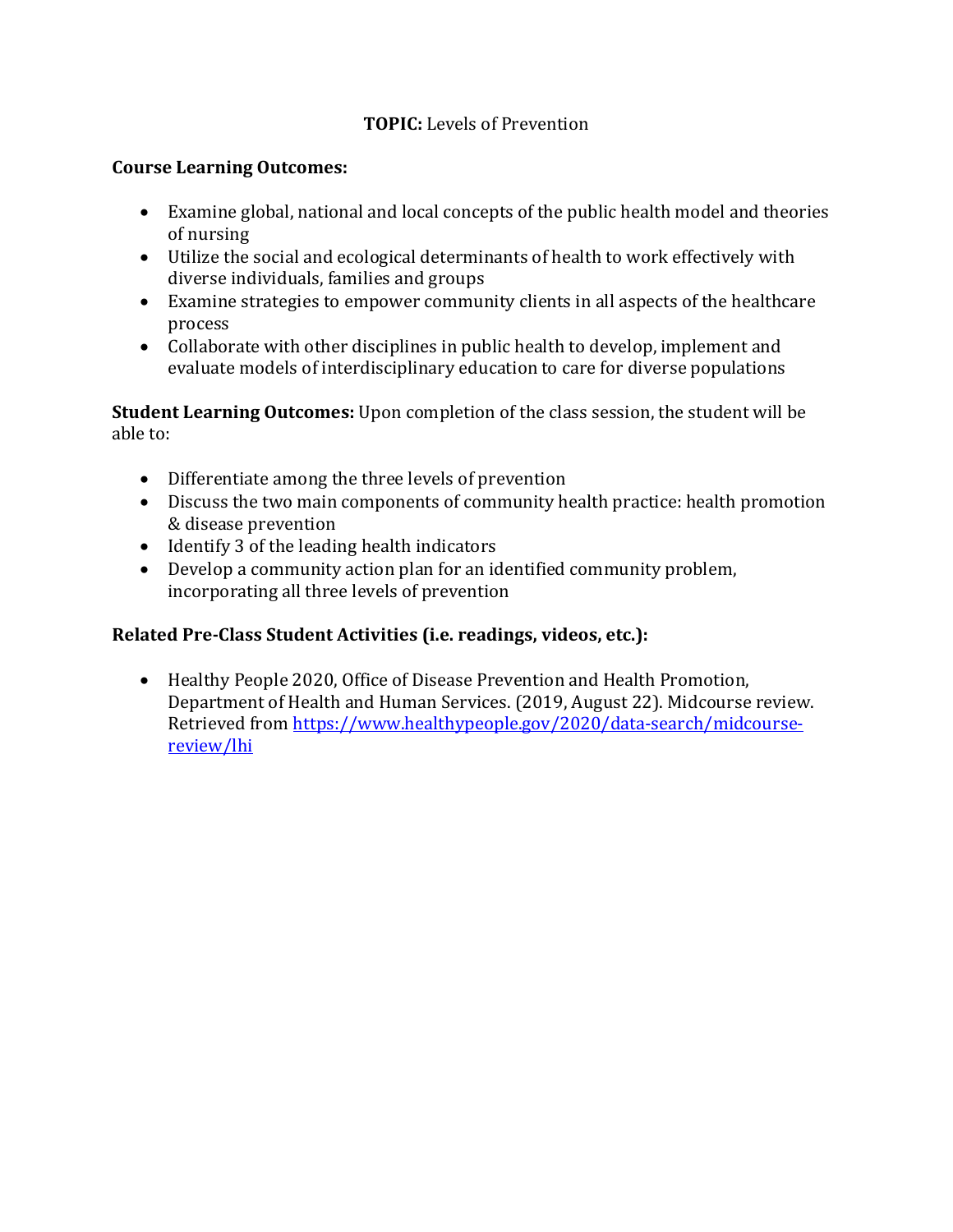**TOPIC:** Levels of Prevention

**Course Learning Outcomes:**

- Examine global, national and local concepts of the public health model and theories of nursing
- Utilize the social and ecological determinants of health to work effectively with diverse individuals, families and groups
- Examine strategies to empower community clients in all aspects of the healthcare process
- Collaborate with other disciplines in public health to develop, implement and evaluate models of interdisciplinary education to care for diverse populations

**Student Learning Outcomes:** Upon completion of the class session, the student will be able to:

- Differentiate among the three levels of prevention
- Discuss the two main components of community health practice: health promotion & disease prevention
- Identify 3 of the leading health indicators
- Develop a community action plan for an identified community problem, incorporating all three levels of prevention

**Related Pre-Class Student Activities (i.e. readings, videos, etc.):**

- Healthy People 2020, Office of Disease Prevention and Health Promotion, Department of Health and Human Services. (2019, August 22). Midcourse review. Retrieved from [https://www.healthypeople.gov/2020/data-search/midcourse-review/lhi](https://www.healthypeople.gov/2020/data-search/midcourse-review/lhi)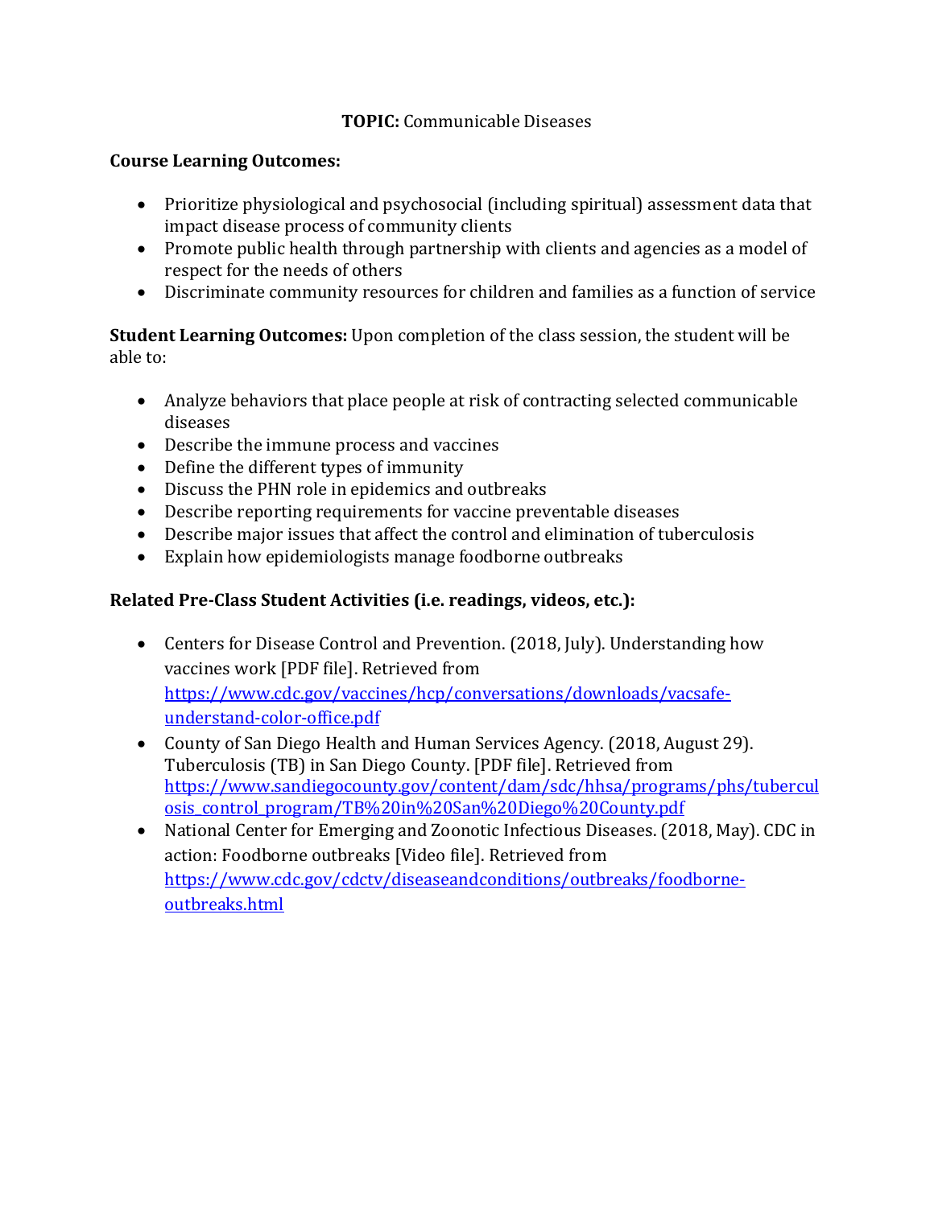**TOPIC:** Communicable Diseases

**Course Learning Outcomes:**

- Prioritize physiological and psychosocial (including spiritual) assessment data that impact disease process of community clients
- Promote public health through partnership with clients and agencies as a model of respect for the needs of others
- Discriminate community resources for children and families as a function of service

**Student Learning Outcomes:** Upon completion of the class session, the student will be able to:

- Analyze behaviors that place people at risk of contracting selected communicable diseases
- Describe the immune process and vaccines
- Define the different types of immunity
- Discuss the PHN role in epidemics and outbreaks
- Describe reporting requirements for vaccine preventable diseases
- Describe major issues that affect the control and elimination of tuberculosis
- Explain how epidemiologists manage foodborne outbreaks

**Related Pre-Class Student Activities (i.e. readings, videos, etc.):**

- Centers for Disease Control and Prevention. (2018, July). Understanding how vaccines work [PDF file]. Retrieved from https://www.cdc.gov/vaccines/hcp/conversations/downloads/vacsafe-understand-color-office.pdf
- County of San Diego Health and Human Services Agency. (2018, August 29). Tuberculosis (TB) in San Diego County. [PDF file]. Retrieved from https://www.sandiegocounty.gov/content/dam/sdc/hhsa/programs/phs/tuberculosis_control_program/TB%20in%20San%20Diego%20County.pdf
- National Center for Emerging and Zoonotic Infectious Diseases. (2018, May). CDC in action: Foodborne outbreaks [Video file]. Retrieved from https://www.cdc.gov/cdctv/diseaseandconditions/outbreaks/foodborne-outbreaks.html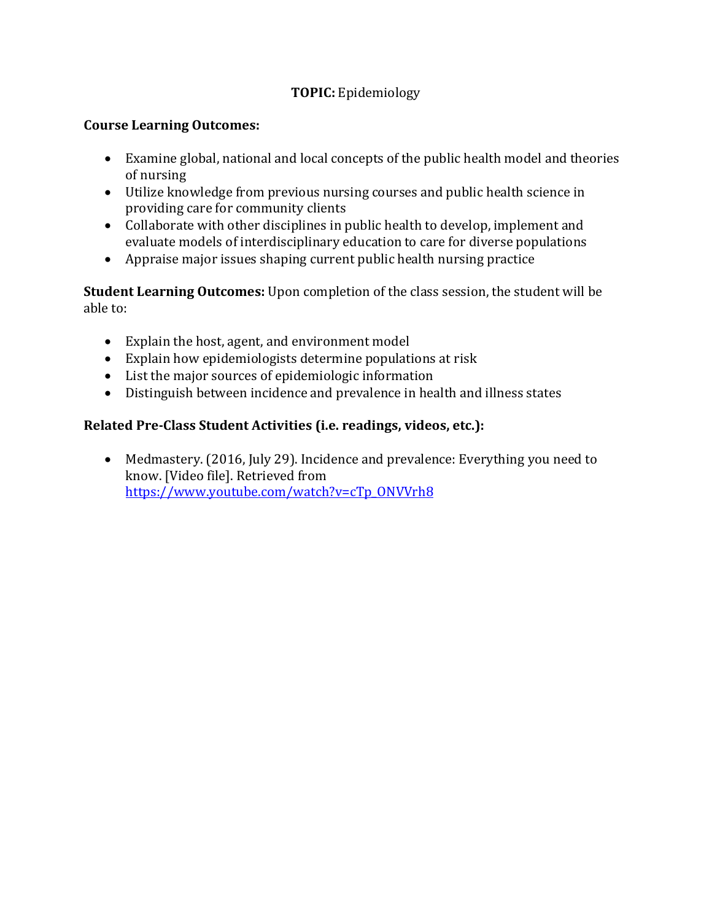**TOPIC:** Epidemiology

**Course Learning Outcomes:**

- Examine global, national and local concepts of the public health model and theories of nursing
- Utilize knowledge from previous nursing courses and public health science in providing care for community clients
- Collaborate with other disciplines in public health to develop, implement and evaluate models of interdisciplinary education to care for diverse populations
- Appraise major issues shaping current public health nursing practice

**Student Learning Outcomes:** Upon completion of the class session, the student will be able to:

- Explain the host, agent, and environment model
- Explain how epidemiologists determine populations at risk
- List the major sources of epidemiologic information
- Distinguish between incidence and prevalence in health and illness states

**Related Pre-Class Student Activities (i.e. readings, videos, etc.):**

- Medmastery. (2016, July 29). Incidence and prevalence: Everything you need to know. [Video file]. Retrieved from https://www.youtube.com/watch?v=cTp_ONVVrh8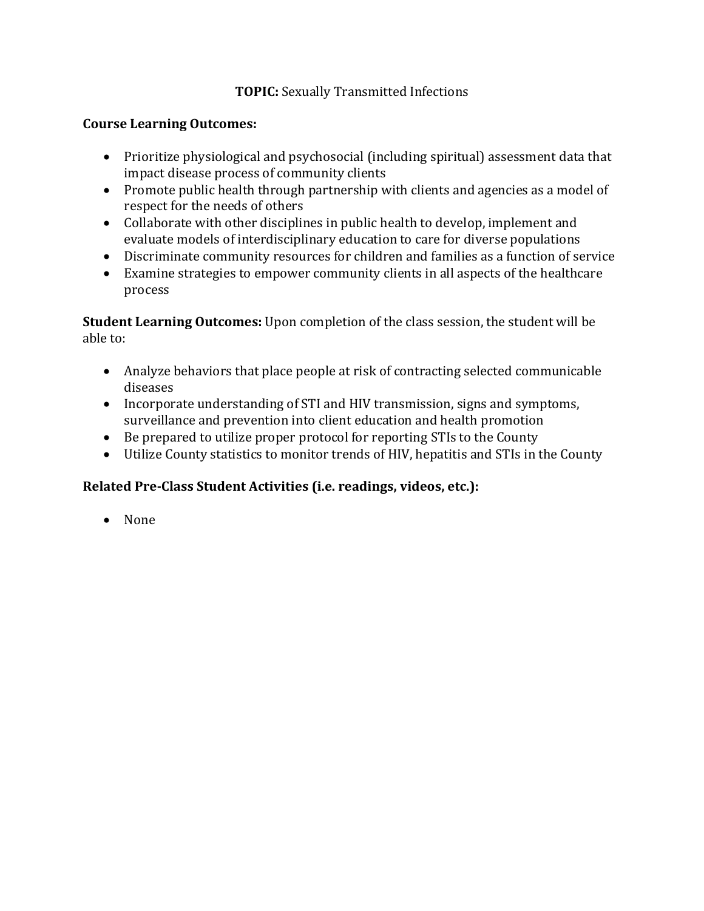**TOPIC:** Sexually Transmitted Infections

**Course Learning Outcomes:**

- Prioritize physiological and psychosocial (including spiritual) assessment data that impact disease process of community clients
- Promote public health through partnership with clients and agencies as a model of respect for the needs of others
- Collaborate with other disciplines in public health to develop, implement and evaluate models of interdisciplinary education to care for diverse populations
- Discriminate community resources for children and families as a function of service
- Examine strategies to empower community clients in all aspects of the healthcare process

**Student Learning Outcomes:** Upon completion of the class session, the student will be able to:

- Analyze behaviors that place people at risk of contracting selected communicable diseases
- Incorporate understanding of STI and HIV transmission, signs and symptoms, surveillance and prevention into client education and health promotion
- Be prepared to utilize proper protocol for reporting STIs to the County
- Utilize County statistics to monitor trends of HIV, hepatitis and STIs in the County

**Related Pre-Class Student Activities (i.e. readings, videos, etc.):**

- None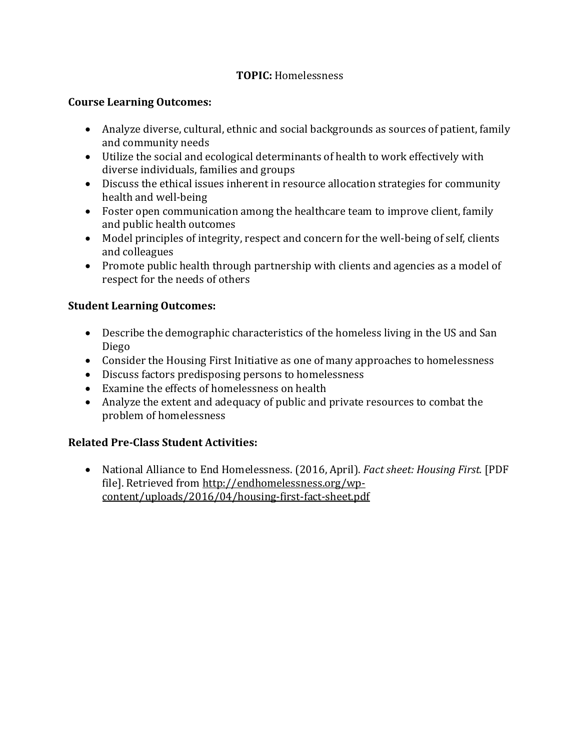**TOPIC:** Homelessness

**Course Learning Outcomes:**

- Analyze diverse, cultural, ethnic and social backgrounds as sources of patient, family and community needs
- Utilize the social and ecological determinants of health to work effectively with diverse individuals, families and groups
- Discuss the ethical issues inherent in resource allocation strategies for community health and well-being
- Foster open communication among the healthcare team to improve client, family and public health outcomes
- Model principles of integrity, respect and concern for the well-being of self, clients and colleagues
- Promote public health through partnership with clients and agencies as a model of respect for the needs of others

**Student Learning Outcomes:**

- Describe the demographic characteristics of the homeless living in the US and San Diego
- Consider the Housing First Initiative as one of many approaches to homelessness
- Discuss factors predisposing persons to homelessness
- Examine the effects of homelessness on health
- Analyze the extent and adequacy of public and private resources to combat the problem of homelessness

**Related Pre-Class Student Activities:**

- National Alliance to End Homelessness. (2016, April). *Fact sheet: Housing First.* [PDF file]. Retrieved from http://endhomelessness.org/wp-content/uploads/2016/04/housing-first-fact-sheet.pdf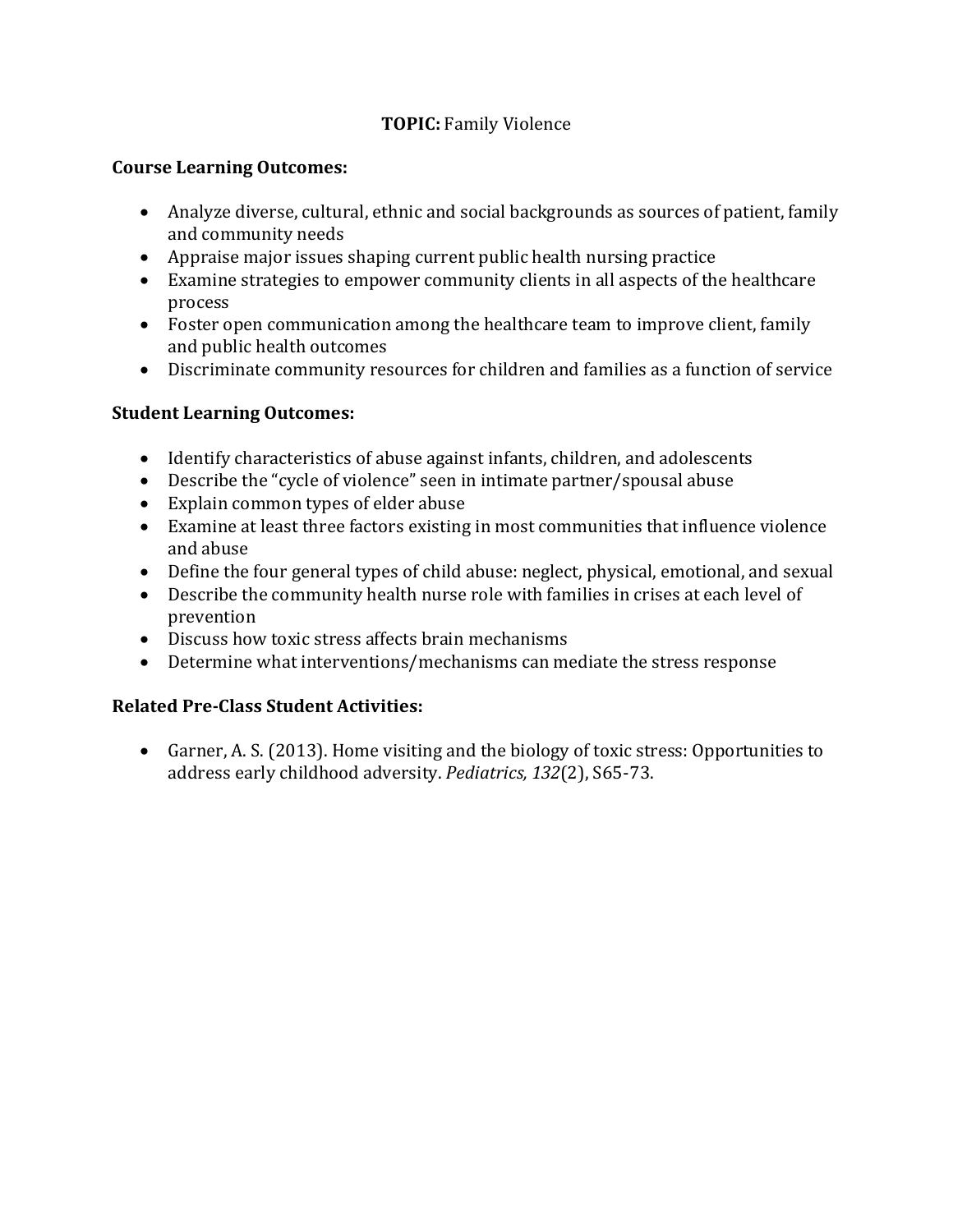**TOPIC:** Family Violence

**Course Learning Outcomes:**

- Analyze diverse, cultural, ethnic and social backgrounds as sources of patient, family and community needs
- Appraise major issues shaping current public health nursing practice
- Examine strategies to empower community clients in all aspects of the healthcare process
- Foster open communication among the healthcare team to improve client, family and public health outcomes
- Discriminate community resources for children and families as a function of service

**Student Learning Outcomes:**

- Identify characteristics of abuse against infants, children, and adolescents
- Describe the "cycle of violence" seen in intimate partner/spousal abuse
- Explain common types of elder abuse
- Examine at least three factors existing in most communities that influence violence and abuse
- Define the four general types of child abuse: neglect, physical, emotional, and sexual
- Describe the community health nurse role with families in crises at each level of prevention
- Discuss how toxic stress affects brain mechanisms
- Determine what interventions/mechanisms can mediate the stress response

**Related Pre-Class Student Activities:**

- Garner, A. S. (2013). Home visiting and the biology of toxic stress: Opportunities to address early childhood adversity. *Pediatrics, 132*(2), S65-73.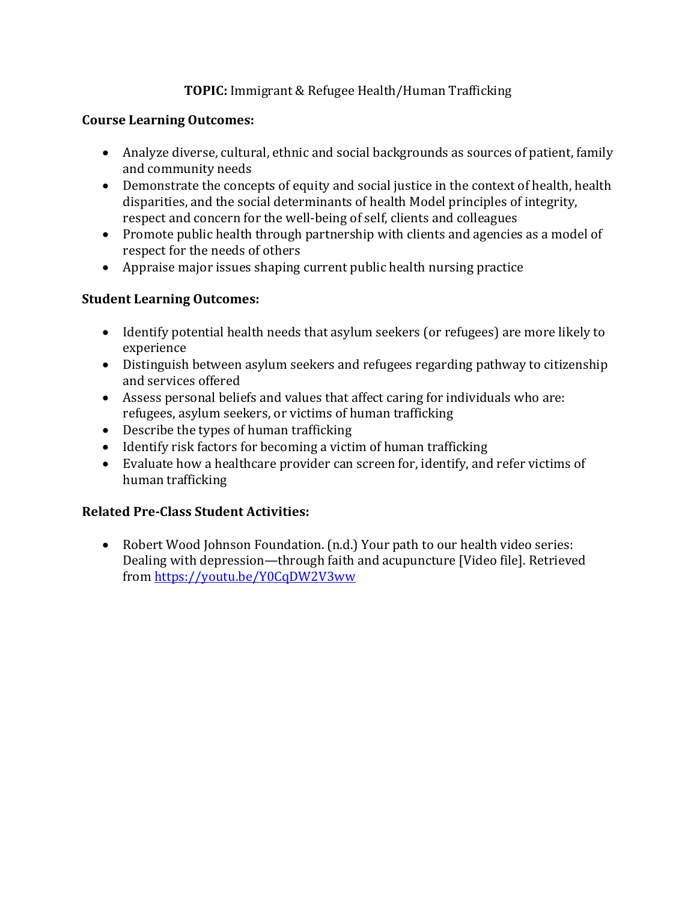**TOPIC:** Immigrant & Refugee Health/Human Trafficking

**Course Learning Outcomes:**

- Analyze diverse, cultural, ethnic and social backgrounds as sources of patient, family and community needs
- Demonstrate the concepts of equity and social justice in the context of health, health disparities, and the social determinants of health Model principles of integrity, respect and concern for the well-being of self, clients and colleagues
- Promote public health through partnership with clients and agencies as a model of respect for the needs of others
- Appraise major issues shaping current public health nursing practice

**Student Learning Outcomes:**

- Identify potential health needs that asylum seekers (or refugees) are more likely to experience
- Distinguish between asylum seekers and refugees regarding pathway to citizenship and services offered
- Assess personal beliefs and values that affect caring for individuals who are: refugees, asylum seekers, or victims of human trafficking
- Describe the types of human trafficking
- Identify risk factors for becoming a victim of human trafficking
- Evaluate how a healthcare provider can screen for, identify, and refer victims of human trafficking

**Related Pre-Class Student Activities:**

- Robert Wood Johnson Foundation. (n.d.) Your path to our health video series: Dealing with depression—through faith and acupuncture [Video file]. Retrieved from [https://youtu.be/Y0CqDW2V3ww](https://youtu.be/Y0CqDW2V3ww)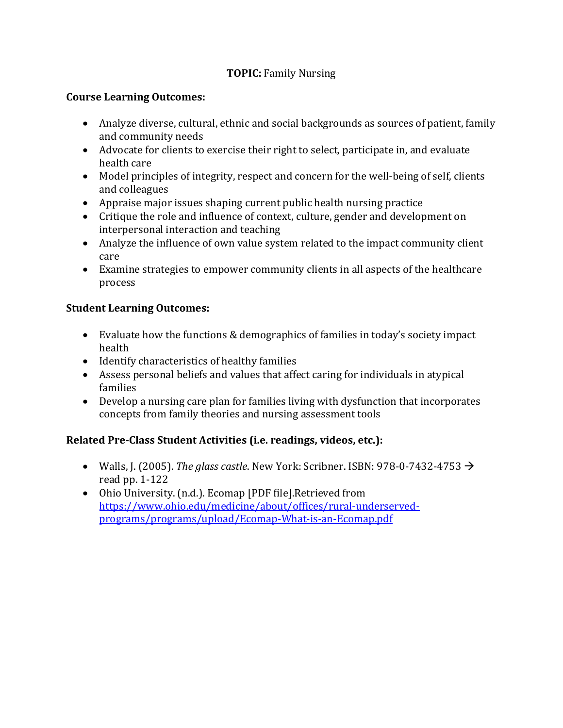**TOPIC:** Family Nursing

**Course Learning Outcomes:**

- Analyze diverse, cultural, ethnic and social backgrounds as sources of patient, family and community needs
- Advocate for clients to exercise their right to select, participate in, and evaluate health care
- Model principles of integrity, respect and concern for the well-being of self, clients and colleagues
- Appraise major issues shaping current public health nursing practice
- Critique the role and influence of context, culture, gender and development on interpersonal interaction and teaching
- Analyze the influence of own value system related to the impact community client care
- Examine strategies to empower community clients in all aspects of the healthcare process

**Student Learning Outcomes:**

- Evaluate how the functions & demographics of families in today's society impact health
- Identify characteristics of healthy families
- Assess personal beliefs and values that affect caring for individuals in atypical families
- Develop a nursing care plan for families living with dysfunction that incorporates concepts from family theories and nursing assessment tools

**Related Pre-Class Student Activities (i.e. readings, videos, etc.):**

- Walls, J. (2005). *The glass castle*. New York: Scribner. ISBN: 978-0-7432-4753 → read pp. 1-122
- Ohio University. (n.d.). Ecomap [PDF file].Retrieved from [https://www.ohio.edu/medicine/about/offices/rural-underserved-programs/programs/upload/Ecomap-What-is-an-Ecomap.pdf](https://www.ohio.edu/medicine/about/offices/rural-underserved-programs/programs/upload/Ecomap-What-is-an-Ecomap.pdf)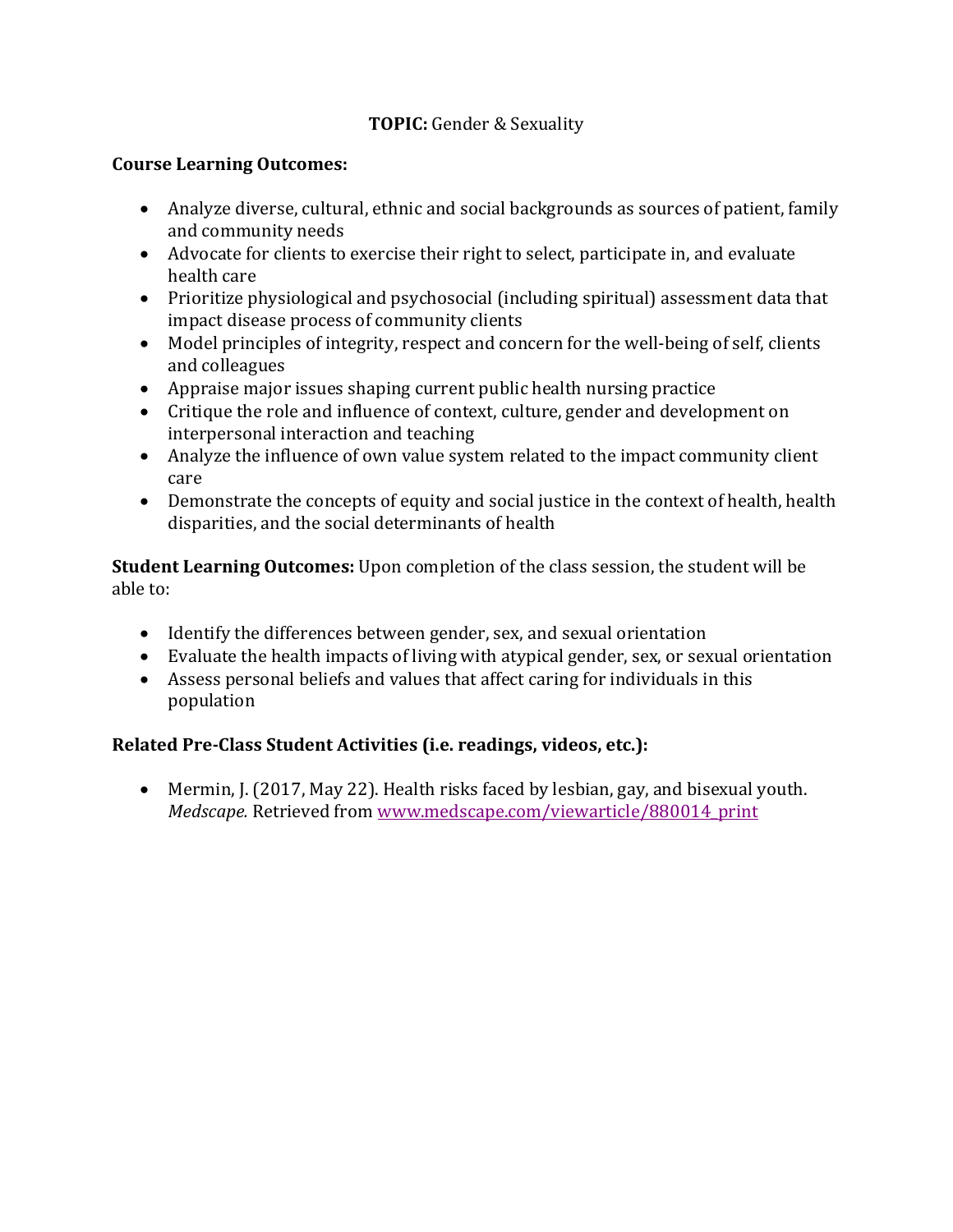**TOPIC:** Gender & Sexuality

**Course Learning Outcomes:**

- Analyze diverse, cultural, ethnic and social backgrounds as sources of patient, family and community needs
- Advocate for clients to exercise their right to select, participate in, and evaluate health care
- Prioritize physiological and psychosocial (including spiritual) assessment data that impact disease process of community clients
- Model principles of integrity, respect and concern for the well-being of self, clients and colleagues
- Appraise major issues shaping current public health nursing practice
- Critique the role and influence of context, culture, gender and development on interpersonal interaction and teaching
- Analyze the influence of own value system related to the impact community client care
- Demonstrate the concepts of equity and social justice in the context of health, health disparities, and the social determinants of health

**Student Learning Outcomes:** Upon completion of the class session, the student will be able to:

- Identify the differences between gender, sex, and sexual orientation
- Evaluate the health impacts of living with atypical gender, sex, or sexual orientation
- Assess personal beliefs and values that affect caring for individuals in this population

**Related Pre-Class Student Activities (i.e. readings, videos, etc.):**

- Mermin, J. (2017, May 22). Health risks faced by lesbian, gay, and bisexual youth. *Medscape.* Retrieved from [www.medscape.com/viewarticle/880014_print](www.medscape.com/viewarticle/880014_print)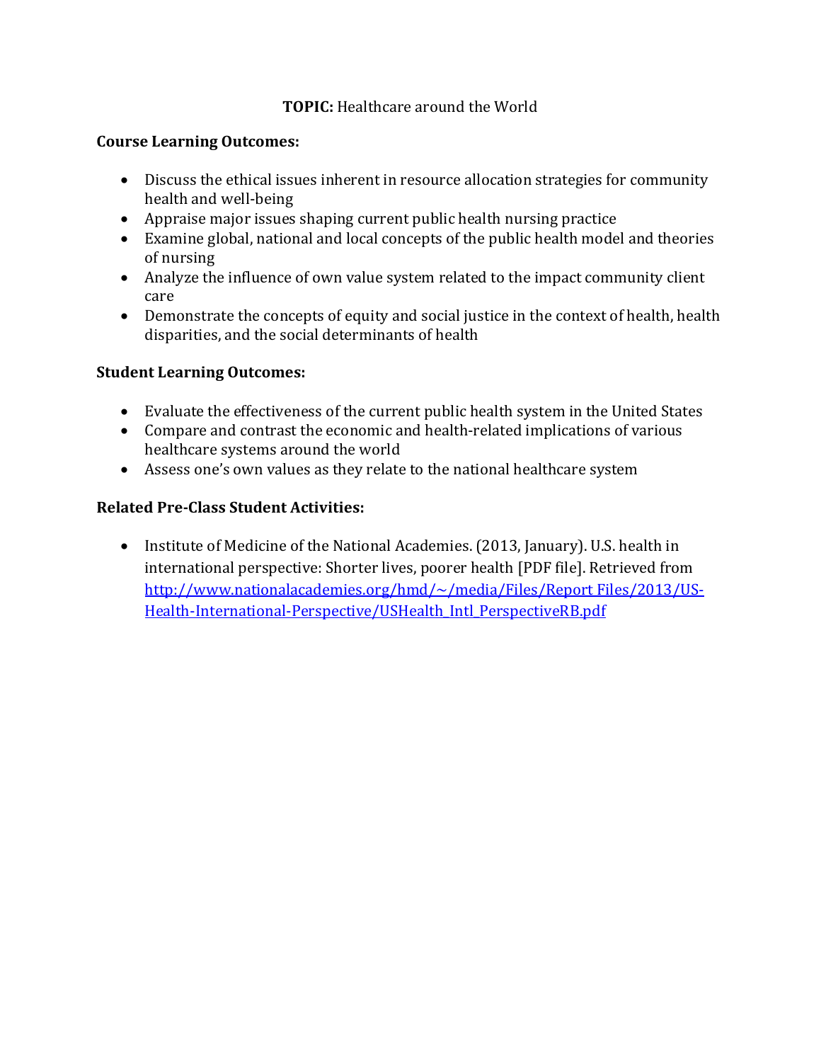**TOPIC:** Healthcare around the World

**Course Learning Outcomes:**

- Discuss the ethical issues inherent in resource allocation strategies for community health and well-being
- Appraise major issues shaping current public health nursing practice
- Examine global, national and local concepts of the public health model and theories of nursing
- Analyze the influence of own value system related to the impact community client care
- Demonstrate the concepts of equity and social justice in the context of health, health disparities, and the social determinants of health

**Student Learning Outcomes:**

- Evaluate the effectiveness of the current public health system in the United States
- Compare and contrast the economic and health-related implications of various healthcare systems around the world
- Assess one's own values as they relate to the national healthcare system

**Related Pre-Class Student Activities:**

- Institute of Medicine of the National Academies. (2013, January). U.S. health in international perspective: Shorter lives, poorer health [PDF file]. Retrieved from http://www.nationalacademies.org/hmd/~/media/Files/Report Files/2013/US-Health-International-Perspective/USHealth_Intl_PerspectiveRB.pdf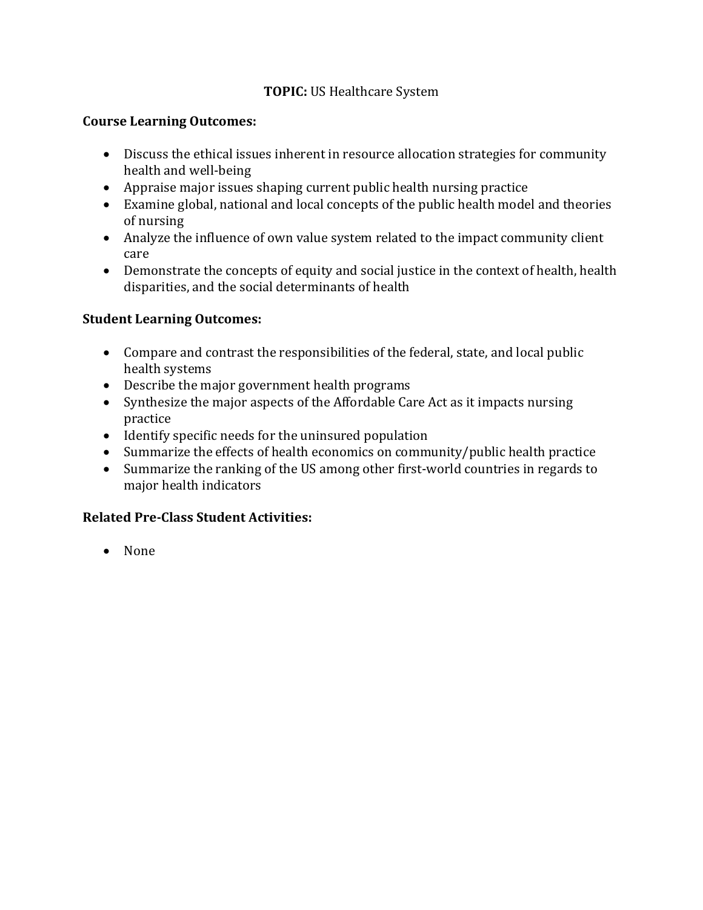**TOPIC:** US Healthcare System

**Course Learning Outcomes:**

- Discuss the ethical issues inherent in resource allocation strategies for community health and well-being
- Appraise major issues shaping current public health nursing practice
- Examine global, national and local concepts of the public health model and theories of nursing
- Analyze the influence of own value system related to the impact community client care
- Demonstrate the concepts of equity and social justice in the context of health, health disparities, and the social determinants of health

**Student Learning Outcomes:**

- Compare and contrast the responsibilities of the federal, state, and local public health systems
- Describe the major government health programs
- Synthesize the major aspects of the Affordable Care Act as it impacts nursing practice
- Identify specific needs for the uninsured population
- Summarize the effects of health economics on community/public health practice
- Summarize the ranking of the US among other first-world countries in regards to major health indicators

**Related Pre-Class Student Activities:**

- None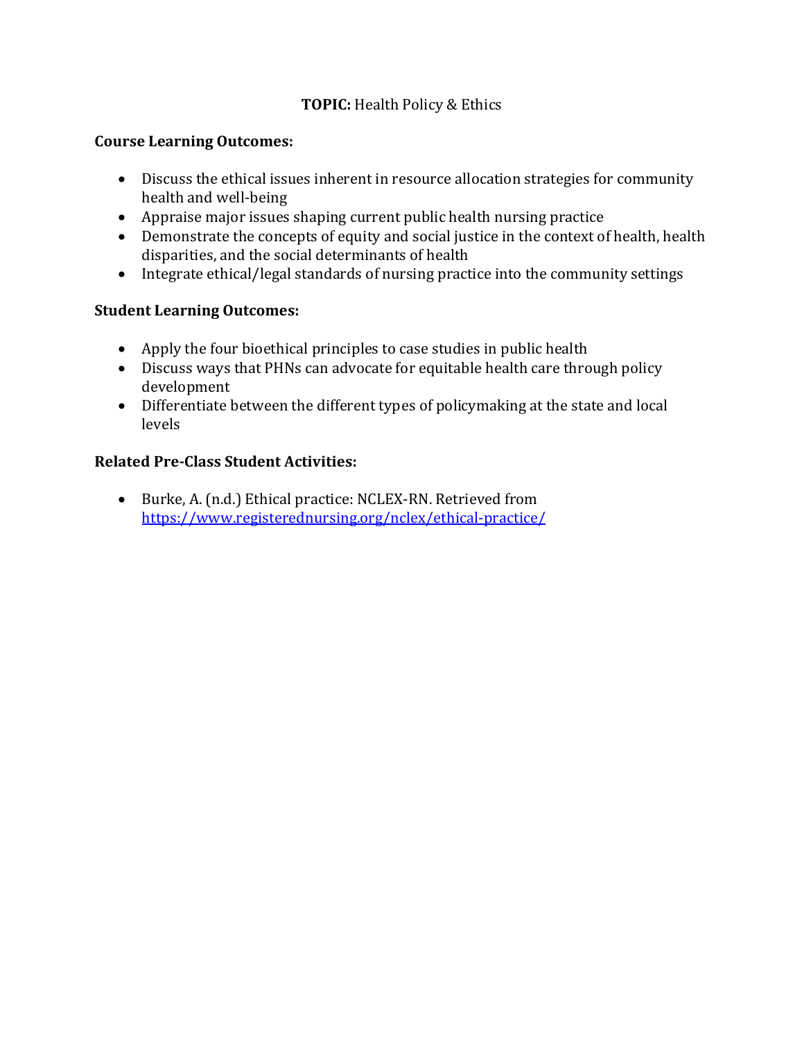**TOPIC:** Health Policy & Ethics

**Course Learning Outcomes:**

- Discuss the ethical issues inherent in resource allocation strategies for community health and well-being
- Appraise major issues shaping current public health nursing practice
- Demonstrate the concepts of equity and social justice in the context of health, health disparities, and the social determinants of health
- Integrate ethical/legal standards of nursing practice into the community settings

**Student Learning Outcomes:**

- Apply the four bioethical principles to case studies in public health
- Discuss ways that PHNs can advocate for equitable health care through policy development
- Differentiate between the different types of policymaking at the state and local levels

**Related Pre-Class Student Activities:**

- Burke, A. (n.d.) Ethical practice: NCLEX-RN. Retrieved from [https://www.registerednursing.org/nclex/ethical-practice/](https://www.registerednursing.org/nclex/ethical-practice/)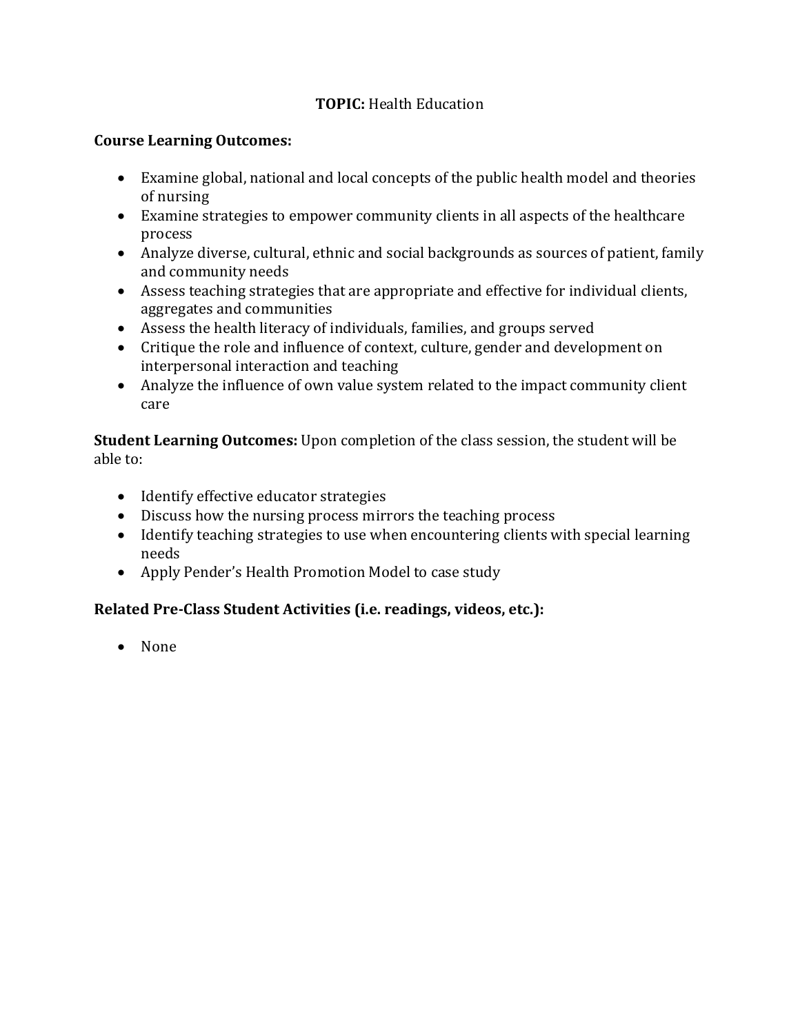**TOPIC:** Health Education

**Course Learning Outcomes:**

- Examine global, national and local concepts of the public health model and theories of nursing
- Examine strategies to empower community clients in all aspects of the healthcare process
- Analyze diverse, cultural, ethnic and social backgrounds as sources of patient, family and community needs
- Assess teaching strategies that are appropriate and effective for individual clients, aggregates and communities
- Assess the health literacy of individuals, families, and groups served
- Critique the role and influence of context, culture, gender and development on interpersonal interaction and teaching
- Analyze the influence of own value system related to the impact community client care

**Student Learning Outcomes:** Upon completion of the class session, the student will be able to:

- Identify effective educator strategies
- Discuss how the nursing process mirrors the teaching process
- Identify teaching strategies to use when encountering clients with special learning needs
- Apply Pender's Health Promotion Model to case study

**Related Pre-Class Student Activities (i.e. readings, videos, etc.):**

- None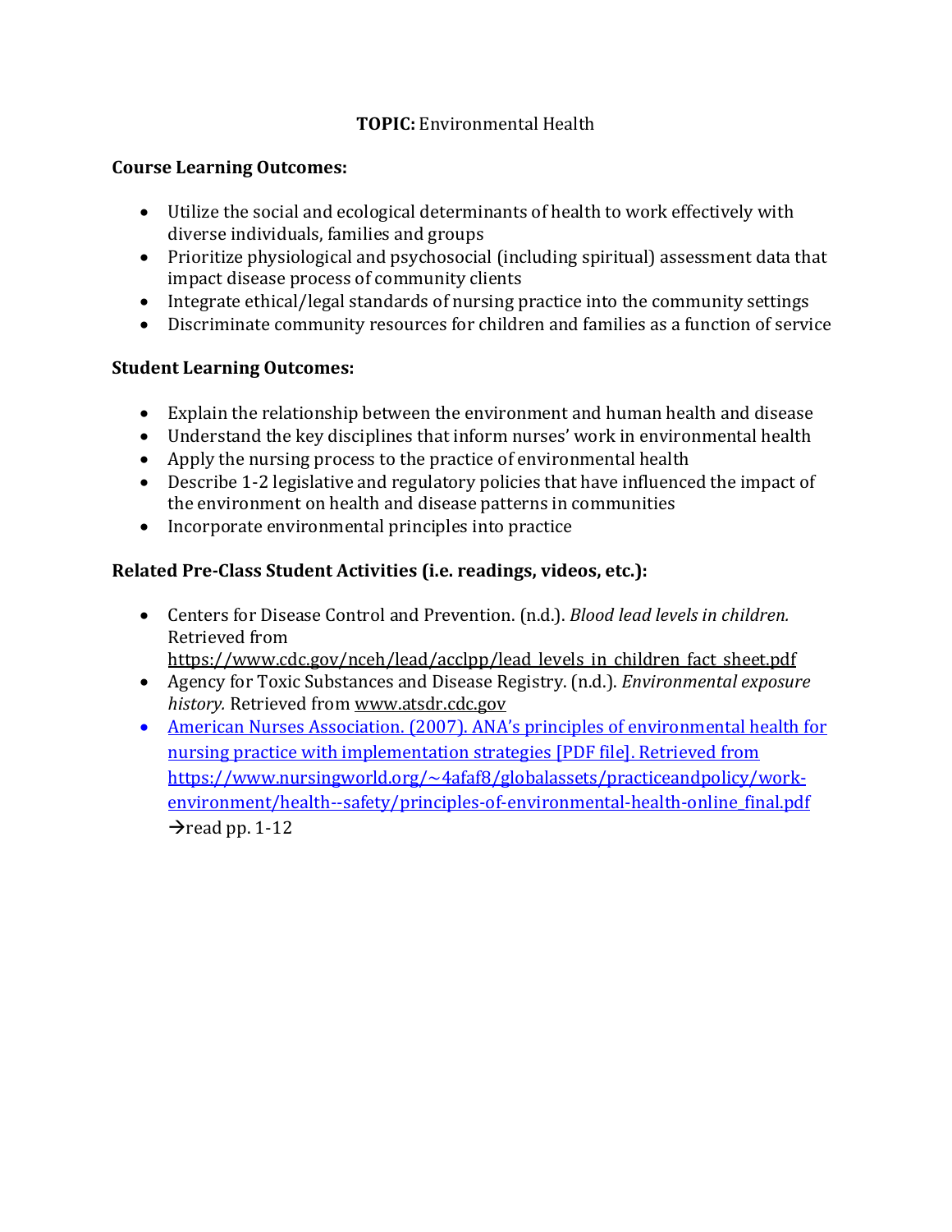**TOPIC:** Environmental Health

**Course Learning Outcomes:**

- Utilize the social and ecological determinants of health to work effectively with diverse individuals, families and groups
- Prioritize physiological and psychosocial (including spiritual) assessment data that impact disease process of community clients
- Integrate ethical/legal standards of nursing practice into the community settings
- Discriminate community resources for children and families as a function of service

**Student Learning Outcomes:**

- Explain the relationship between the environment and human health and disease
- Understand the key disciplines that inform nurses' work in environmental health
- Apply the nursing process to the practice of environmental health
- Describe 1-2 legislative and regulatory policies that have influenced the impact of the environment on health and disease patterns in communities
- Incorporate environmental principles into practice

**Related Pre-Class Student Activities (i.e. readings, videos, etc.):**

- Centers for Disease Control and Prevention. (n.d.). *Blood lead levels in children.* Retrieved from https://www.cdc.gov/nceh/lead/acclpp/lead_levels_in_children_fact_sheet.pdf
- Agency for Toxic Substances and Disease Registry. (n.d.). *Environmental exposure history.* Retrieved from www.atsdr.cdc.gov
- American Nurses Association. (2007). ANA's principles of environmental health for nursing practice with implementation strategies [PDF file]. Retrieved from https://www.nursingworld.org/~4afaf8/globalassets/practiceandpolicy/work-environment/health--safety/principles-of-environmental-health-online_final.pdf →read pp. 1-12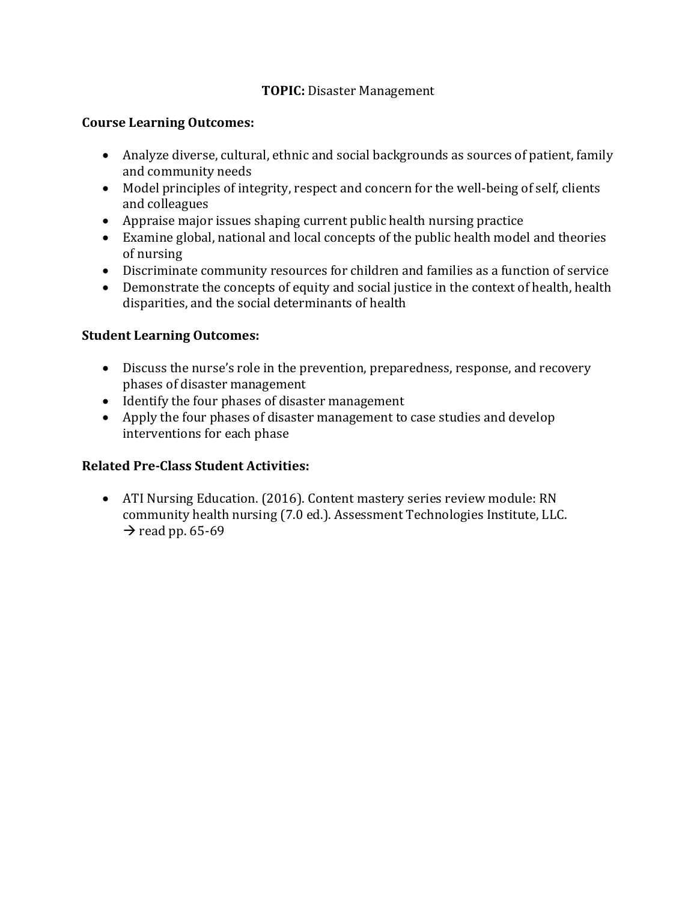**TOPIC:** Disaster Management

**Course Learning Outcomes:**

- Analyze diverse, cultural, ethnic and social backgrounds as sources of patient, family and community needs
- Model principles of integrity, respect and concern for the well-being of self, clients and colleagues
- Appraise major issues shaping current public health nursing practice
- Examine global, national and local concepts of the public health model and theories of nursing
- Discriminate community resources for children and families as a function of service
- Demonstrate the concepts of equity and social justice in the context of health, health disparities, and the social determinants of health

**Student Learning Outcomes:**

- Discuss the nurse's role in the prevention, preparedness, response, and recovery phases of disaster management
- Identify the four phases of disaster management
- Apply the four phases of disaster management to case studies and develop interventions for each phase

**Related Pre-Class Student Activities:**

- ATI Nursing Education. (2016). Content mastery series review module: RN community health nursing (7.0 ed.). Assessment Technologies Institute, LLC. → read pp. 65-69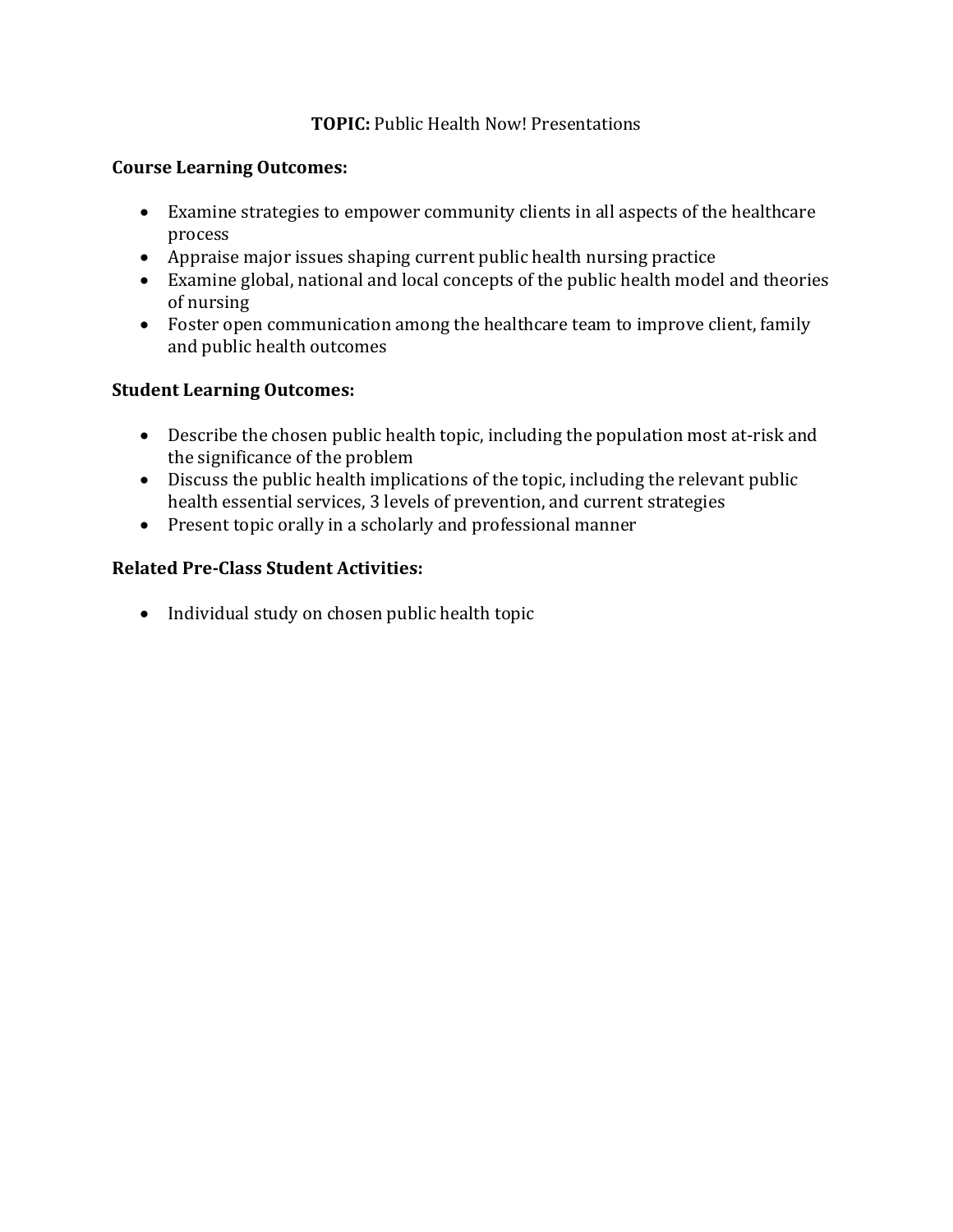**TOPIC:** Public Health Now! Presentations

**Course Learning Outcomes:**

- Examine strategies to empower community clients in all aspects of the healthcare process
- Appraise major issues shaping current public health nursing practice
- Examine global, national and local concepts of the public health model and theories of nursing
- Foster open communication among the healthcare team to improve client, family and public health outcomes

**Student Learning Outcomes:**

- Describe the chosen public health topic, including the population most at-risk and the significance of the problem
- Discuss the public health implications of the topic, including the relevant public health essential services, 3 levels of prevention, and current strategies
- Present topic orally in a scholarly and professional manner

**Related Pre-Class Student Activities:**

- Individual study on chosen public health topic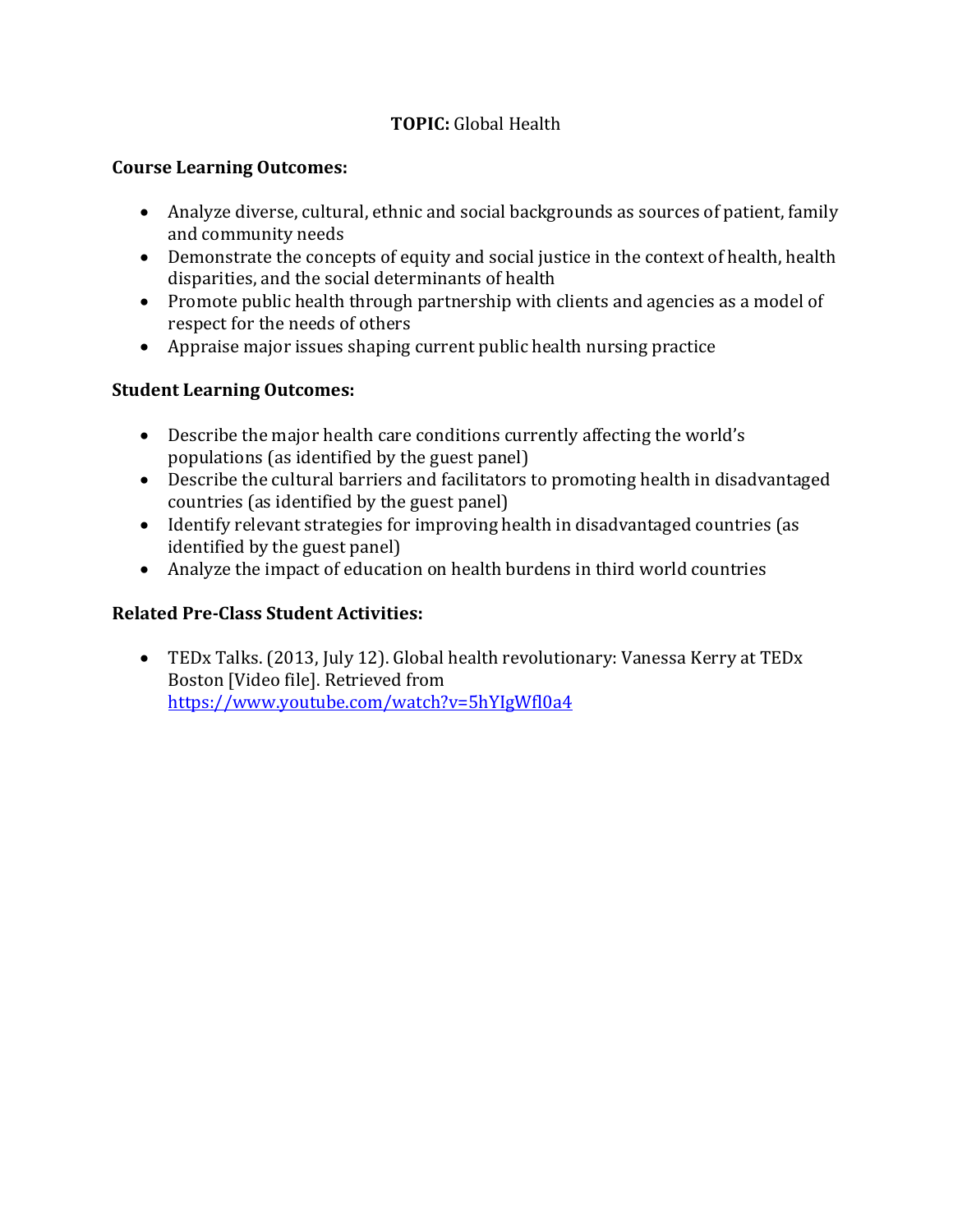**TOPIC:** Global Health

**Course Learning Outcomes:**

- Analyze diverse, cultural, ethnic and social backgrounds as sources of patient, family and community needs
- Demonstrate the concepts of equity and social justice in the context of health, health disparities, and the social determinants of health
- Promote public health through partnership with clients and agencies as a model of respect for the needs of others
- Appraise major issues shaping current public health nursing practice

**Student Learning Outcomes:**

- Describe the major health care conditions currently affecting the world's populations (as identified by the guest panel)
- Describe the cultural barriers and facilitators to promoting health in disadvantaged countries (as identified by the guest panel)
- Identify relevant strategies for improving health in disadvantaged countries (as identified by the guest panel)
- Analyze the impact of education on health burdens in third world countries

**Related Pre-Class Student Activities:**

- TEDx Talks. (2013, July 12). Global health revolutionary: Vanessa Kerry at TEDx Boston [Video file]. Retrieved from https://www.youtube.com/watch?v=5hYIgWfl0a4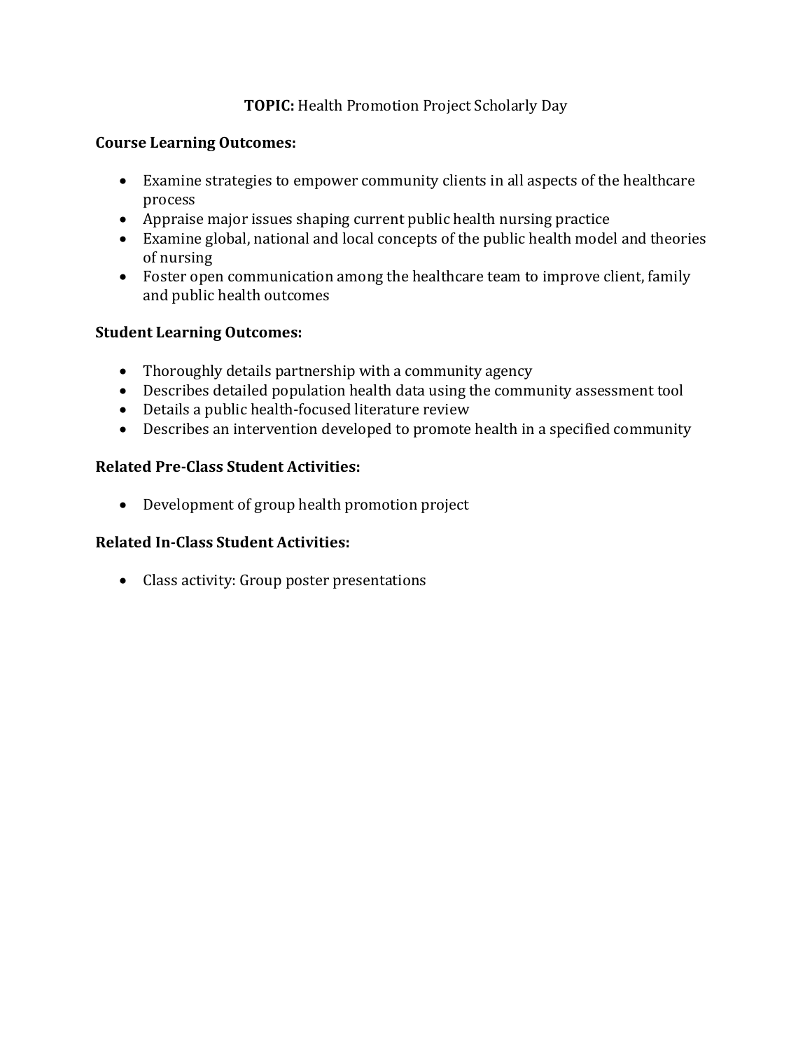**TOPIC:** Health Promotion Project Scholarly Day

**Course Learning Outcomes:**

- Examine strategies to empower community clients in all aspects of the healthcare process
- Appraise major issues shaping current public health nursing practice
- Examine global, national and local concepts of the public health model and theories of nursing
- Foster open communication among the healthcare team to improve client, family and public health outcomes

**Student Learning Outcomes:**

- Thoroughly details partnership with a community agency
- Describes detailed population health data using the community assessment tool
- Details a public health-focused literature review
- Describes an intervention developed to promote health in a specified community

**Related Pre-Class Student Activities:**

- Development of group health promotion project

**Related In-Class Student Activities:**

- Class activity: Group poster presentations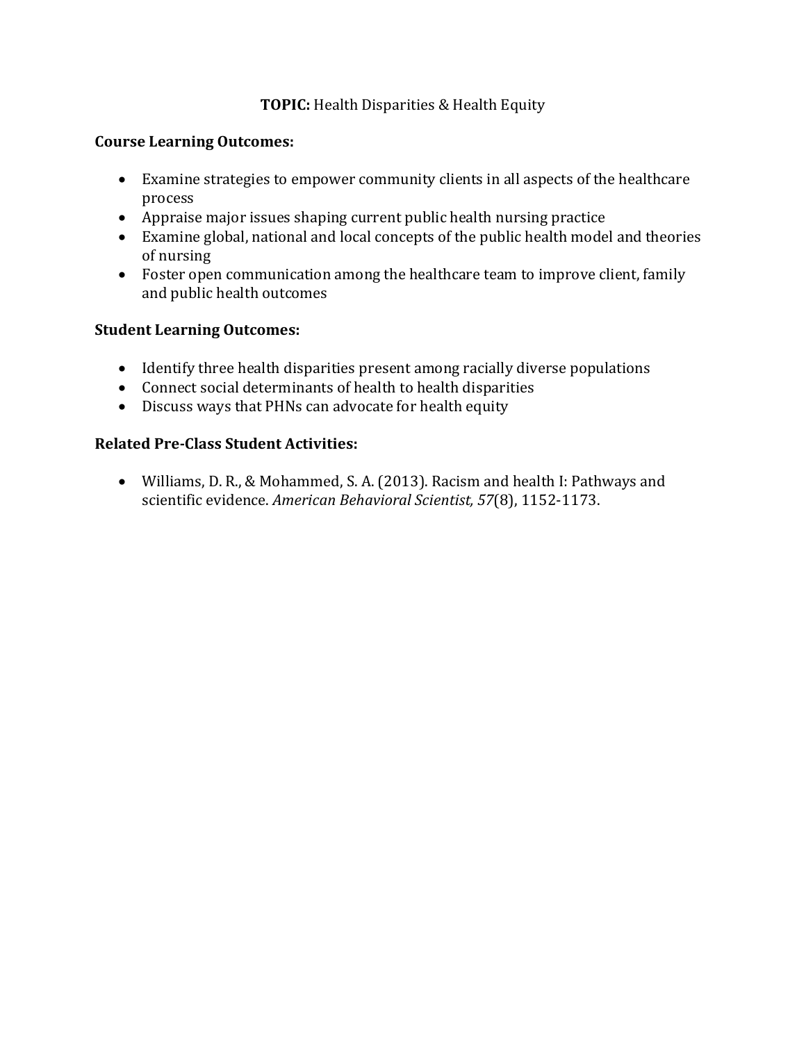**TOPIC:** Health Disparities & Health Equity

**Course Learning Outcomes:**

- Examine strategies to empower community clients in all aspects of the healthcare process
- Appraise major issues shaping current public health nursing practice
- Examine global, national and local concepts of the public health model and theories of nursing
- Foster open communication among the healthcare team to improve client, family and public health outcomes

**Student Learning Outcomes:**

- Identify three health disparities present among racially diverse populations
- Connect social determinants of health to health disparities
- Discuss ways that PHNs can advocate for health equity

**Related Pre-Class Student Activities:**

- Williams, D. R., & Mohammed, S. A. (2013). Racism and health I: Pathways and scientific evidence. *American Behavioral Scientist, 57*(8), 1152-1173.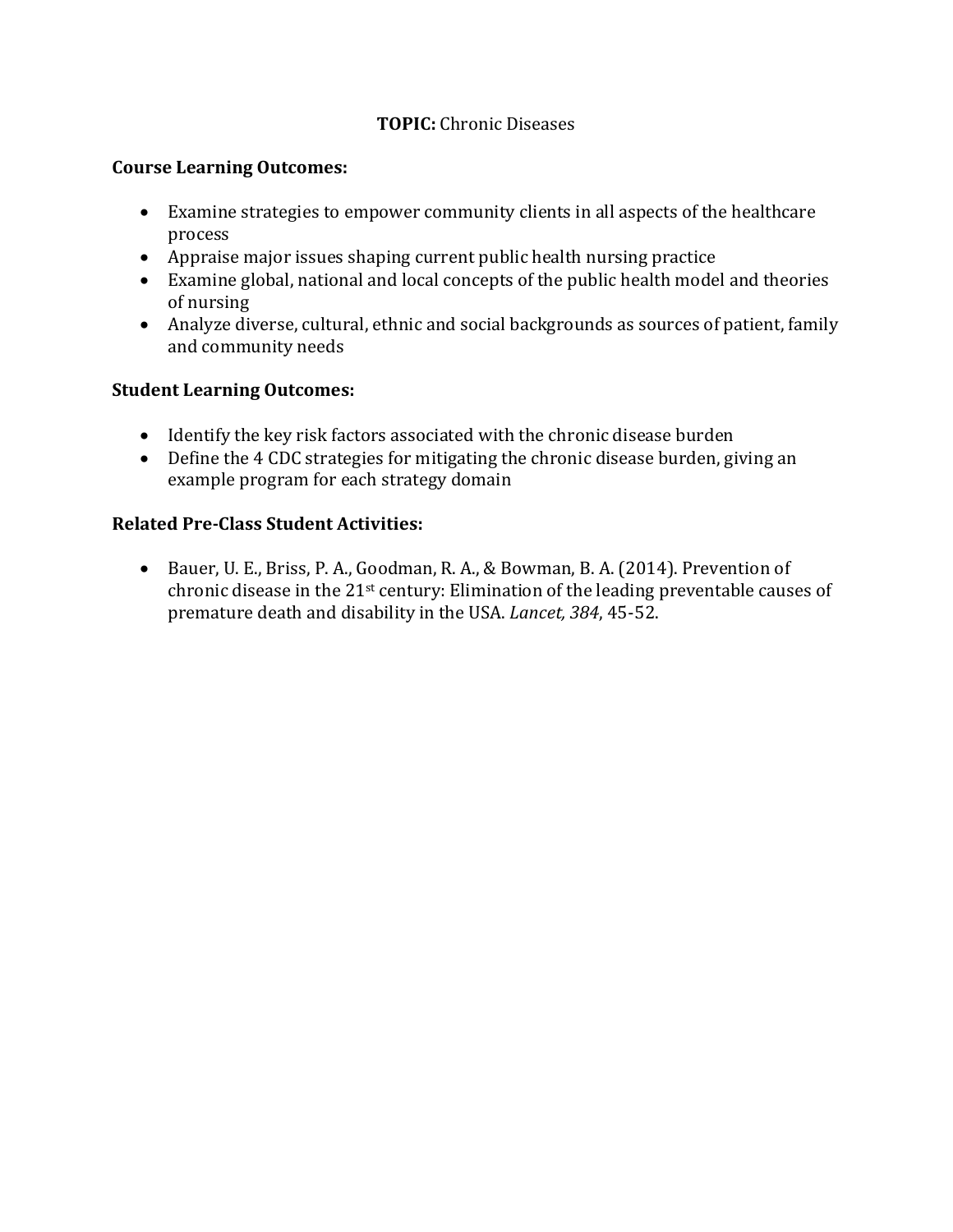**TOPIC:** Chronic Diseases

**Course Learning Outcomes:**

- Examine strategies to empower community clients in all aspects of the healthcare process
- Appraise major issues shaping current public health nursing practice
- Examine global, national and local concepts of the public health model and theories of nursing
- Analyze diverse, cultural, ethnic and social backgrounds as sources of patient, family and community needs

**Student Learning Outcomes:**

- Identify the key risk factors associated with the chronic disease burden
- Define the 4 CDC strategies for mitigating the chronic disease burden, giving an example program for each strategy domain

**Related Pre-Class Student Activities:**

- Bauer, U. E., Briss, P. A., Goodman, R. A., & Bowman, B. A. (2014). Prevention of chronic disease in the 21st century: Elimination of the leading preventable causes of premature death and disability in the USA. *Lancet, 384*, 45-52.